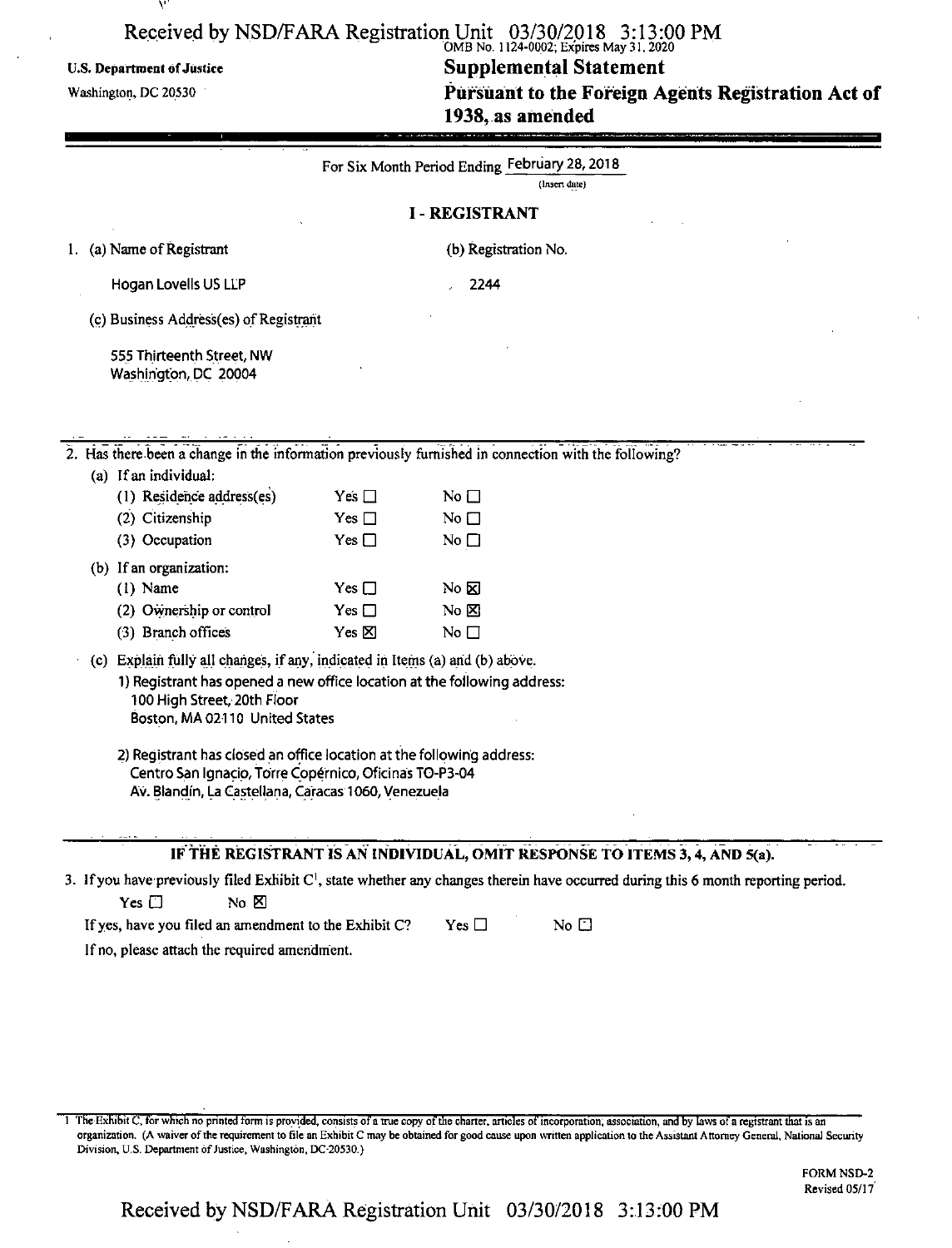U.S. Department of Justice
Washington, DC 20530

OMB No. 1124-0002; Expires May 31, 2020

# Supplemental Statement

## Pursuant to the Foreign Agents Registration Act of 1938, as amended

For Six Month Period Ending February 28, 2018
(Insert date)

## I - REGISTRANT

1. (a) Name of Registrant

   Hogan Lovells US LLP

   (b) Registration No.

   2244

   (c) Business Address(es) of Registrant

   555 Thirteenth Street, NW
   Washington, DC 20004

2. Has there been a change in the information previously furnished in connection with the following?

   (a) If an individual:

   | | | |
   |---|---|---|
   | (1) Residence address(es) | Yes ☐ | No ☐ |
   | (2) Citizenship | Yes ☐ | No ☐ |
   | (3) Occupation | Yes ☐ | No ☐ |

   (b) If an organization:

   | | | |
   |---|---|---|
   | (1) Name | Yes ☐ | No ☒ |
   | (2) Ownership or control | Yes ☐ | No ☒ |
   | (3) Branch offices | Yes ☒ | No ☐ |

   (c) Explain fully all changes, if any, indicated in Items (a) and (b) above.

   1) Registrant has opened a new office location at the following address:
   100 High Street, 20th Floor
   Boston, MA 02110 United States

   2) Registrant has closed an office location at the following address:
   Centro San Ignacio, Torre Copérnico, Oficinas TO-P3-04
   Av. Blandín, La Castellana, Caracas 1060, Venezuela

**IF THE REGISTRANT IS AN INDIVIDUAL, OMIT RESPONSE TO ITEMS 3, 4, AND 5(a).**

3. If you have previously filed Exhibit C[1], state whether any changes therein have occurred during this 6 month reporting period.

   Yes ☐ No ☒

   If yes, have you filed an amendment to the Exhibit C? Yes ☐ No ☐

   If no, please attach the required amendment.

1 The Exhibit C, for which no printed form is provided, consists of a true copy of the charter, articles of incorporation, association, and by laws of a registrant that is an organization. (A waiver of the requirement to file an Exhibit C may be obtained for good cause upon written application to the Assistant Attorney General, National Security Division, U.S. Department of Justice, Washington, DC 20530.)

FORM NSD-2
Revised 05/17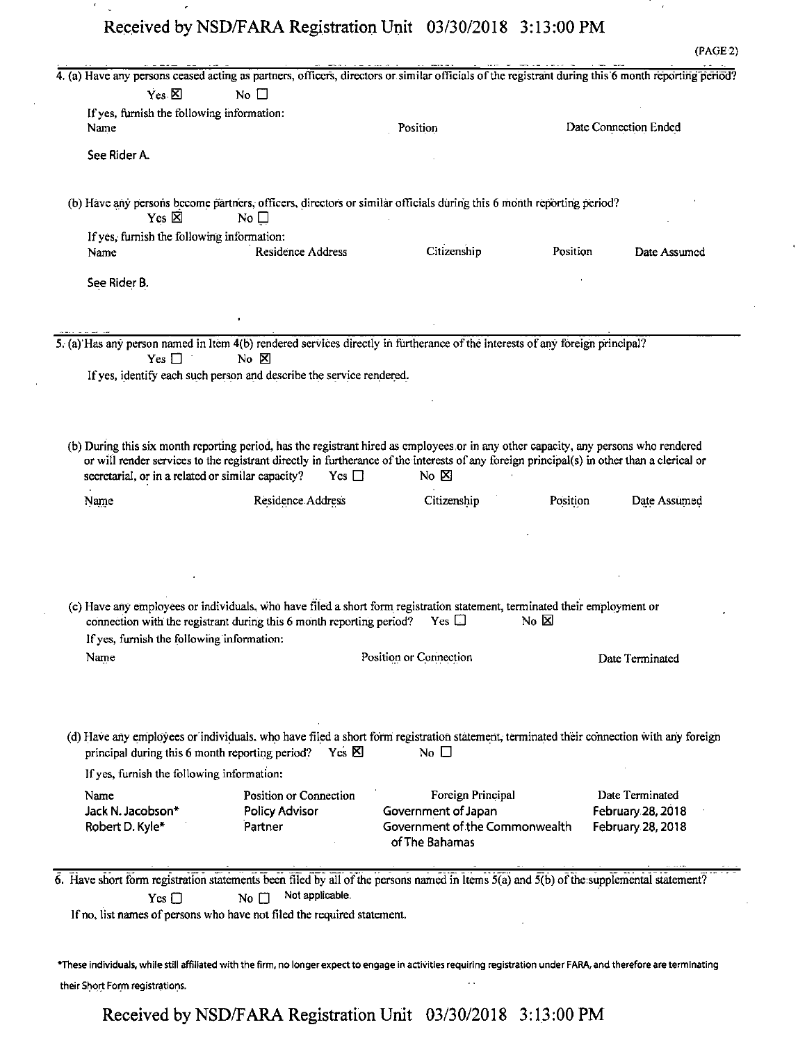(PAGE 2)

4. (a) Have any persons ceased acting as partners, officers, directors or similar officials of the registrant during this 6 month reporting period?

Yes ☒ No ☐

If yes, furnish the following information:

| Name | Position | Date Connection Ended |
|---|---|---|
| See Rider A. | | |

(b) Have any persons become partners, officers, directors or similar officials during this 6 month reporting period?

Yes ☒ No ☐

If yes, furnish the following information:

| Name | Residence Address | Citizenship | Position | Date Assumed |
|---|---|---|---|---|
| See Rider B. | | | | |

5. (a) Has any person named in Item 4(b) rendered services directly in furtherance of the interests of any foreign principal?

Yes ☐ No ☒

If yes, identify each such person and describe the service rendered.

(b) During this six month reporting period, has the registrant hired as employees or in any other capacity, any persons who rendered or will render services to the registrant directly in furtherance of the interests of any foreign principal(s) in other than a clerical or secretarial, or in a related or similar capacity? Yes ☐ No ☒

| Name | Residence Address | Citizenship | Position | Date Assumed |
|---|---|---|---|---|

(c) Have any employees or individuals, who have filed a short form registration statement, terminated their employment or connection with the registrant during this 6 month reporting period? Yes ☐ No ☒

If yes, furnish the following information:

| Name | Position or Connection | Date Terminated |
|---|---|---|

(d) Have any employees or individuals, who have filed a short form registration statement, terminated their connection with any foreign principal during this 6 month reporting period? Yes ☒ No ☐

If yes, furnish the following information:

| Name | Position or Connection | Foreign Principal | Date Terminated |
|---|---|---|---|
| Jack N. Jacobson* | Policy Advisor | Government of Japan | February 28, 2018 |
| Robert D. Kyle* | Partner | Government of the Commonwealth of The Bahamas | February 28, 2018 |

6. Have short form registration statements been filed by all of the persons named in Items 5(a) and 5(b) of the supplemental statement?

Yes ☐ No ☐ Not applicable.

If no, list names of persons who have not filed the required statement.

*These individuals, while still affiliated with the firm, no longer expect to engage in activities requiring registration under FARA, and therefore are terminating their Short Form registrations.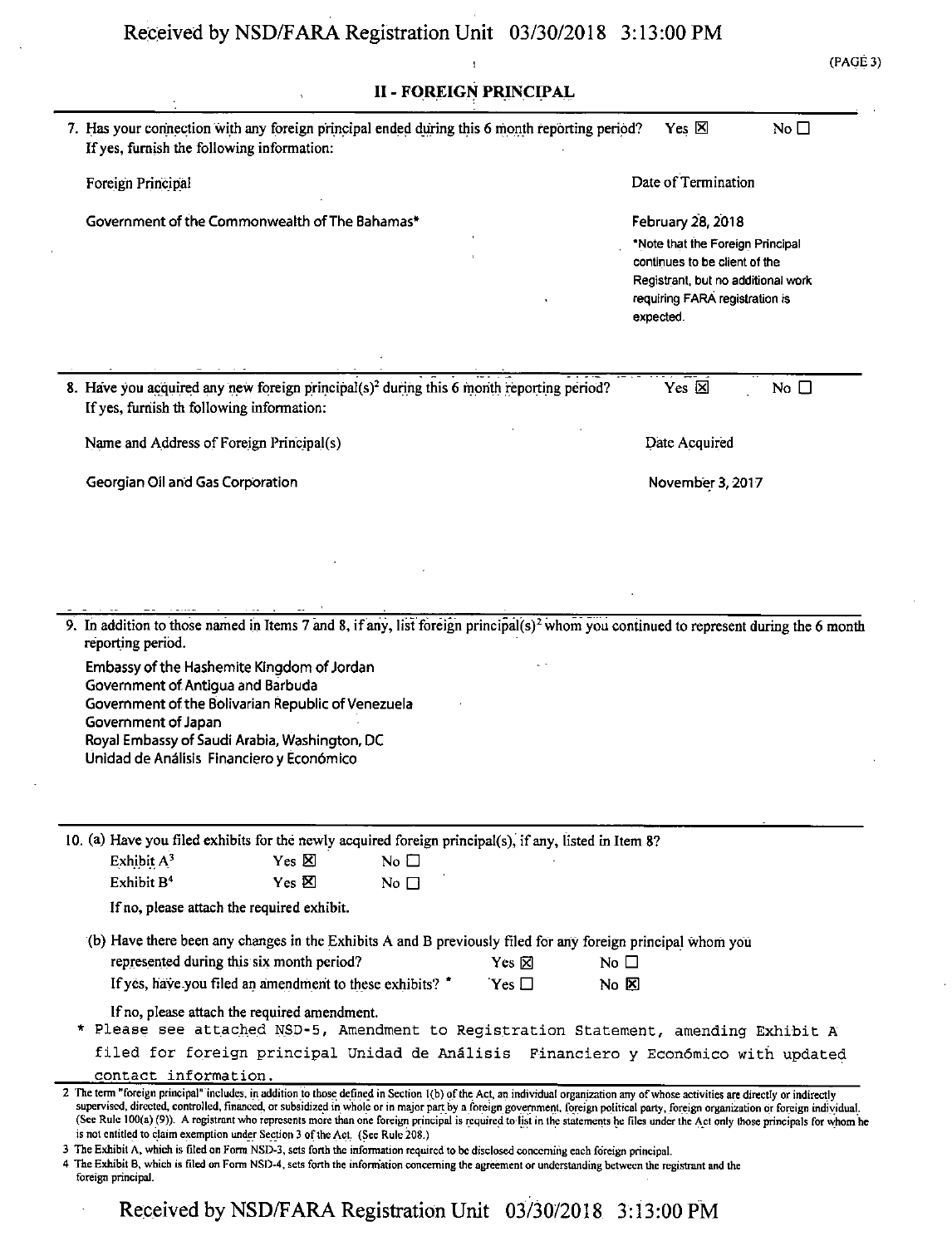## II - FOREIGN PRINCIPAL

7. Has your connection with any foreign principal ended during this 6 month reporting period? Yes ☒ No ☐
If yes, furnish the following information:

| Foreign Principal | Date of Termination |
|---|---|
| Government of the Commonwealth of The Bahamas* | February 28, 2018 |
| | *Note that the Foreign Principal continues to be client of the Registrant, but no additional work requiring FARA registration is expected. |

8. Have you acquired any new foreign principal(s)[2] during this 6 month reporting period? Yes ☒ No ☐
If yes, furnish th following information:

| Name and Address of Foreign Principal(s) | Date Acquired |
|---|---|
| Georgian Oil and Gas Corporation | November 3, 2017 |

9. In addition to those named in Items 7 and 8, if any, list foreign principal(s)[2] whom you continued to represent during the 6 month reporting period.

Embassy of the Hashemite Kingdom of Jordan
Government of Antigua and Barbuda
Government of the Bolivarian Republic of Venezuela
Government of Japan
Royal Embassy of Saudi Arabia, Washington, DC
Unidad de Análisis Financiero y Económico

10. (a) Have you filed exhibits for the newly acquired foreign principal(s), if any, listed in Item 8?

Exhibit A[3] Yes ☒ No ☐
Exhibit B[4] Yes ☒ No ☐

If no, please attach the required exhibit.

(b) Have there been any changes in the Exhibits A and B previously filed for any foreign principal whom you represented during this six month period? Yes ☒ No ☐

If yes, have you filed an amendment to these exhibits? * Yes ☐ No ☒

If no, please attach the required amendment.

\* Please see attached NSD-5, Amendment to Registration Statement, amending Exhibit A filed for foreign principal Unidad de Análisis Financiero y Económico with updated contact information.

---

2 The term "foreign principal" includes, in addition to those defined in Section 1(b) of the Act, an individual organization any of whose activities are directly or indirectly supervised, directed, controlled, financed, or subsidized in whole or in major part by a foreign government, foreign political party, foreign organization or foreign individual. (See Rule 100(a) (9)). A registrant who represents more than one foreign principal is required to list in the statements he files under the Act only those principals for whom he is not entitled to claim exemption under Section 3 of the Act. (See Rule 208.)

3 The Exhibit A, which is filed on Form NSD-3, sets forth the information required to be disclosed concerning each foreign principal.

4 The Exhibit B, which is filed on Form NSD-4, sets forth the information concerning the agreement or understanding between the registrant and the foreign principal.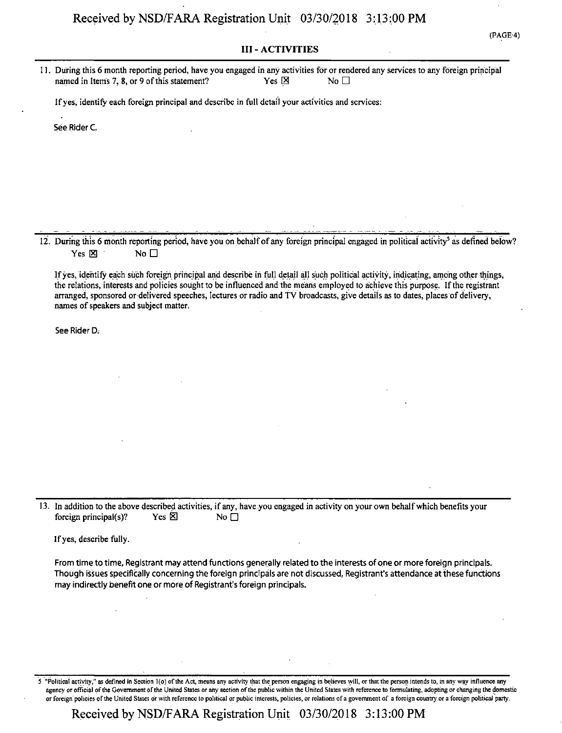## III - ACTIVITIES

11. During this 6 month reporting period, have you engaged in any activities for or rendered any services to any foreign principal named in Items 7, 8, or 9 of this statement? Yes ☒ No ☐

If yes, identify each foreign principal and describe in full detail your activities and services:

See Rider C.

12. During this 6 month reporting period, have you on behalf of any foreign principal engaged in political activity[5] as defined below? Yes ☒ No ☐

If yes, identify each such foreign principal and describe in full detail all such political activity, indicating, among other things, the relations, interests and policies sought to be influenced and the means employed to achieve this purpose. If the registrant arranged, sponsored or delivered speeches, lectures or radio and TV broadcasts, give details as to dates, places of delivery, names of speakers and subject matter.

See Rider D.

13. In addition to the above described activities, if any, have you engaged in activity on your own behalf which benefits your foreign principal(s)? Yes ☒ No ☐

If yes, describe fully.

From time to time, Registrant may attend functions generally related to the interests of one or more foreign principals. Though issues specifically concerning the foreign principals are not discussed, Registrant's attendance at these functions may indirectly benefit one or more of Registrant's foreign principals.

[5] "Political activity," as defined in Section 1(o) of the Act, means any activity that the person engaging in believes will, or that the person intends to, in any way influence any agency or official of the Government of the United States or any section of the public within the United States with reference to formulating, adopting or changing the domestic or foreign policies of the United States or with reference to political or public interests, policies, or relations of a government of a foreign country or a foreign political party.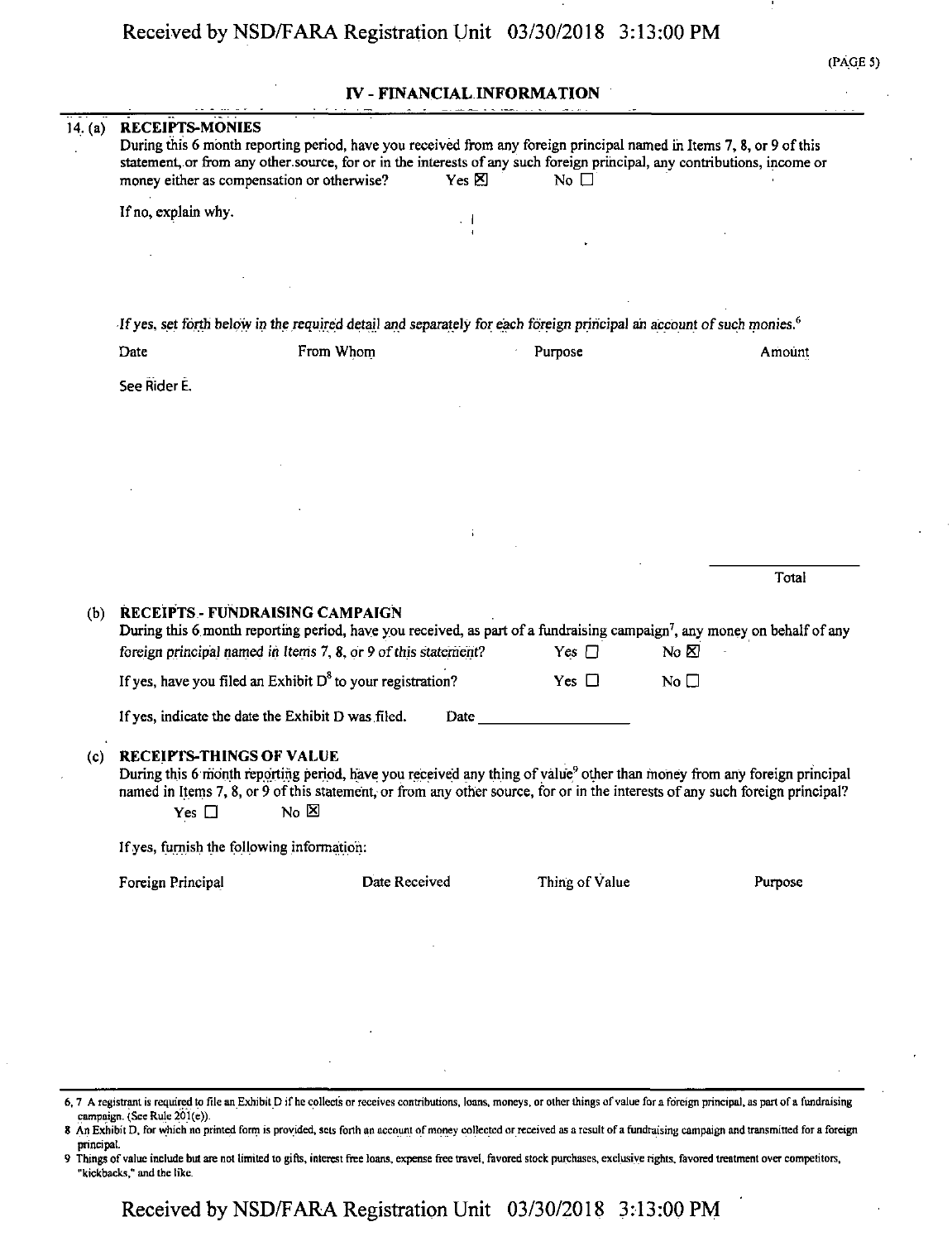## IV - FINANCIAL INFORMATION

14. (a) **RECEIPTS-MONIES**

During this 6 month reporting period, have you received from any foreign principal named in Items 7, 8, or 9 of this statement, or from any other source, for or in the interests of any such foreign principal, any contributions, income or money either as compensation or otherwise? Yes ☒ No ☐

If no, explain why.

*If yes, set forth below in the required detail and separately for each foreign principal an account of such monies.*[6]

| Date | From Whom | Purpose | Amount |
|---|---|---|---|
| See Rider E. | | | |
| | | Total | |

(b) **RECEIPTS - FUNDRAISING CAMPAIGN**

During this 6 month reporting period, have you received, as part of a fundraising campaign[7], any money on behalf of any foreign principal named in Items 7, 8, or 9 of this statement? Yes ☐ No ☒

If yes, have you filed an Exhibit D[8] to your registration? Yes ☐ No ☐

If yes, indicate the date the Exhibit D was filed. Date ____________

(c) **RECEIPTS-THINGS OF VALUE**

During this 6 month reporting period, have you received any thing of value[9] other than money from any foreign principal named in Items 7, 8, or 9 of this statement, or from any other source, for or in the interests of any such foreign principal?

Yes ☐ No ☒

If yes, furnish the following information:

| Foreign Principal | Date Received | Thing of Value | Purpose |
|---|---|---|---|

---

6, 7 A registrant is required to file an Exhibit D if he collects or receives contributions, loans, moneys, or other things of value for a foreign principal, as part of a fundraising campaign. (See Rule 201(e)).

8 An Exhibit D, for which no printed form is provided, sets forth an account of money collected or received as a result of a fundraising campaign and transmitted for a foreign principal.

9 Things of value include but are not limited to gifts, interest free loans, expense free travel, favored stock purchases, exclusive rights, favored treatment over competitors, "kickbacks," and the like.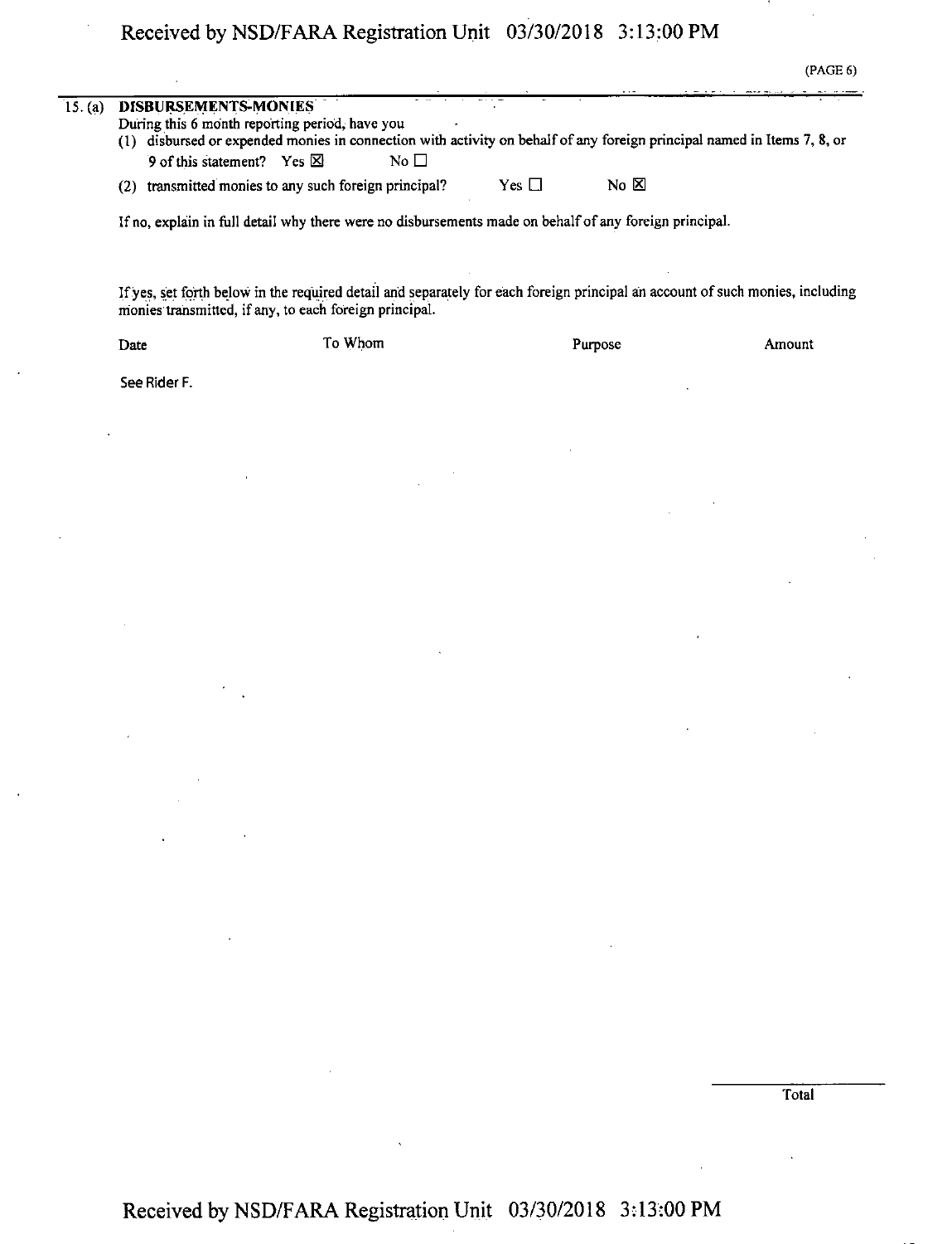(PAGE 6)

15. (a) **DISBURSEMENTS-MONIES**

During this 6 month reporting period, have you

(1) disbursed or expended monies in connection with activity on behalf of any foreign principal named in Items 7, 8, or 9 of this statement? Yes ☒ No ☐

(2) transmitted monies to any such foreign principal? Yes ☐ No ☒

If no, explain in full detail why there were no disbursements made on behalf of any foreign principal.

If yes, set forth below in the required detail and separately for each foreign principal an account of such monies, including monies transmitted, if any, to each foreign principal.

| Date | To Whom | Purpose | Amount |
| --- | --- | --- | --- |
| See Rider F. | | | |
| | | Total | |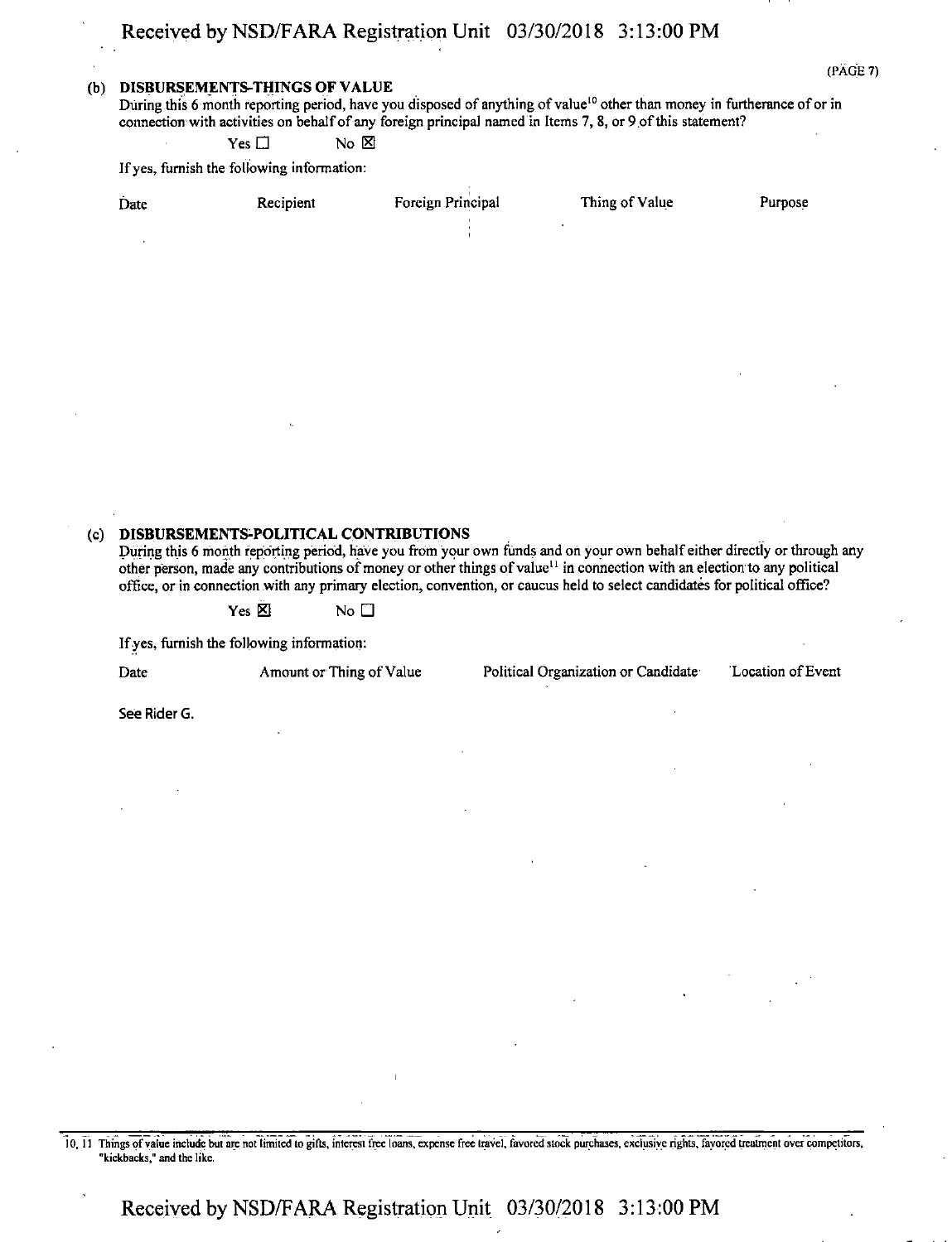(PAGE 7)

**(b) DISBURSEMENTS-THINGS OF VALUE**

During this 6 month reporting period, have you disposed of anything of value[10] other than money in furtherance of or in connection with activities on behalf of any foreign principal named in Items 7, 8, or 9 of this statement?

Yes ☐ No ☒

If yes, furnish the following information:

| Date | Recipient | Foreign Principal | Thing of Value | Purpose |
|---|---|---|---|---|

**(c) DISBURSEMENTS-POLITICAL CONTRIBUTIONS**

During this 6 month reporting period, have you from your own funds and on your own behalf either directly or through any other person, made any contributions of money or other things of value[11] in connection with an election to any political office, or in connection with any primary election, convention, or caucus held to select candidates for political office?

Yes ☒ No ☐

If yes, furnish the following information:

| Date | Amount or Thing of Value | Political Organization or Candidate | Location of Event |
|---|---|---|---|
| See Rider G. | | | |

10, 11 Things of value include but are not limited to gifts, interest free loans, expense free travel, favored stock purchases, exclusive rights, favored treatment over competitors, "kickbacks," and the like.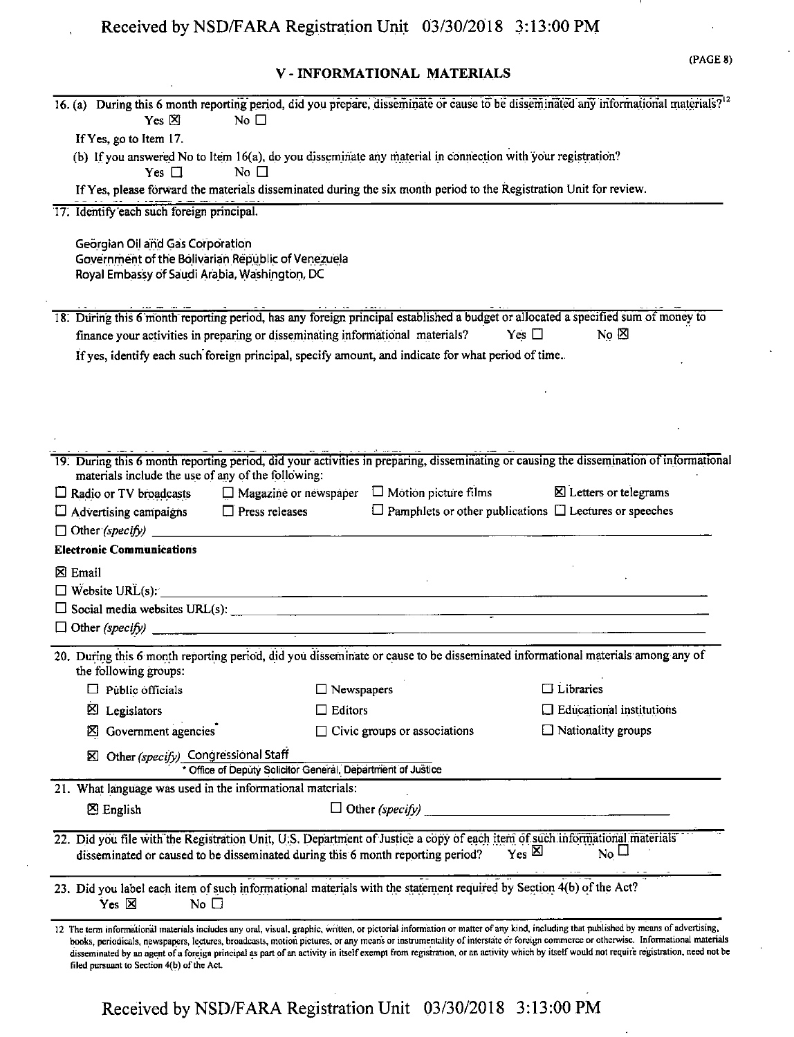## V - INFORMATIONAL MATERIALS

16. (a) During this 6 month reporting period, did you prepare, disseminate or cause to be disseminated any informational materials?[12]

Yes ☒ No ☐

If Yes, go to Item 17.

(b) If you answered No to Item 16(a), do you disseminate any material in connection with your registration?

Yes ☐ No ☐

If Yes, please forward the materials disseminated during the six month period to the Registration Unit for review.

17. Identify each such foreign principal.

Georgian Oil and Gas Corporation
Government of the Bolivarian Republic of Venezuela
Royal Embassy of Saudi Arabia, Washington, DC

18. During this 6 month reporting period, has any foreign principal established a budget or allocated a specified sum of money to finance your activities in preparing or disseminating informational materials? Yes ☐ No ☒

If yes, identify each such foreign principal, specify amount, and indicate for what period of time.

19. During this 6 month reporting period, did your activities in preparing, disseminating or causing the dissemination of informational materials include the use of any of the following:

☐ Radio or TV broadcasts ☐ Magazine or newspaper ☐ Motion picture films ☒ Letters or telegrams
☐ Advertising campaigns ☐ Press releases ☐ Pamphlets or other publications ☐ Lectures or speeches
☐ Other *(specify)*

**Electronic Communications**

☒ Email
☐ Website URL(s):
☐ Social media websites URL(s):
☐ Other *(specify)*

20. During this 6 month reporting period, did you disseminate or cause to be disseminated informational materials among any of the following groups:

| | | |
|---|---|---|
| ☐ Public officials | ☐ Newspapers | ☐ Libraries |
| ☒ Legislators | ☐ Editors | ☐ Educational institutions |
| ☒ Government agencies* | ☐ Civic groups or associations | ☐ Nationality groups |
| ☒ Other *(specify)* Congressional Staff | | |

\* Office of Deputy Solicitor General, Department of Justice

21. What language was used in the informational materials:

☒ English ☐ Other *(specify)*

22. Did you file with the Registration Unit, U.S. Department of Justice a copy of each item of such informational materials disseminated or caused to be disseminated during this 6 month reporting period? Yes ☒ No ☐

23. Did you label each item of such informational materials with the statement required by Section 4(b) of the Act?

Yes ☒ No ☐

12 The term informational materials includes any oral, visual, graphic, written, or pictorial information or matter of any kind, including that published by means of advertising, books, periodicals, newspapers, lectures, broadcasts, motion pictures, or any means or instrumentality of interstate or foreign commerce or otherwise. Informational materials disseminated by an agent of a foreign principal as part of an activity in itself exempt from registration, or an activity which by itself would not require registration, need not be filed pursuant to Section 4(b) of the Act.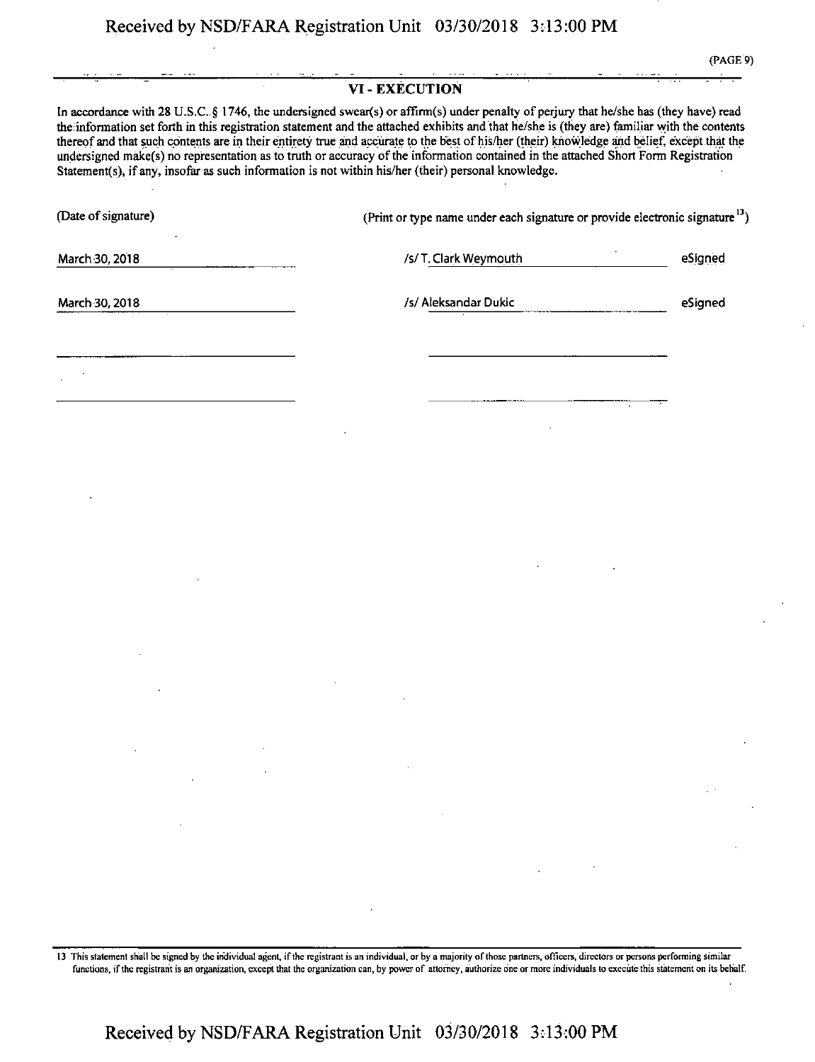## VI - EXECUTION

In accordance with 28 U.S.C. § 1746, the undersigned swear(s) or affirm(s) under penalty of perjury that he/she has (they have) read the information set forth in this registration statement and the attached exhibits and that he/she is (they are) familiar with the contents thereof and that such contents are in their entirety true and accurate to the best of his/her (their) knowledge and belief, except that the undersigned make(s) no representation as to truth or accuracy of the information contained in the attached Short Form Registration Statement(s), if any, insofar as such information is not within his/her (their) personal knowledge.

| (Date of signature) | (Print or type name under each signature or provide electronic signature [13]) | |
|---|---|---|
| March 30, 2018 | /s/ T. Clark Weymouth | eSigned |
| March 30, 2018 | /s/ Aleksandar Dukic | eSigned |

13 This statement shall be signed by the individual agent, if the registrant is an individual, or by a majority of those partners, officers, directors or persons performing similar functions, if the registrant is an organization, except that the organization can, by power of attorney, authorize one or more individuals to execute this statement on its behalf.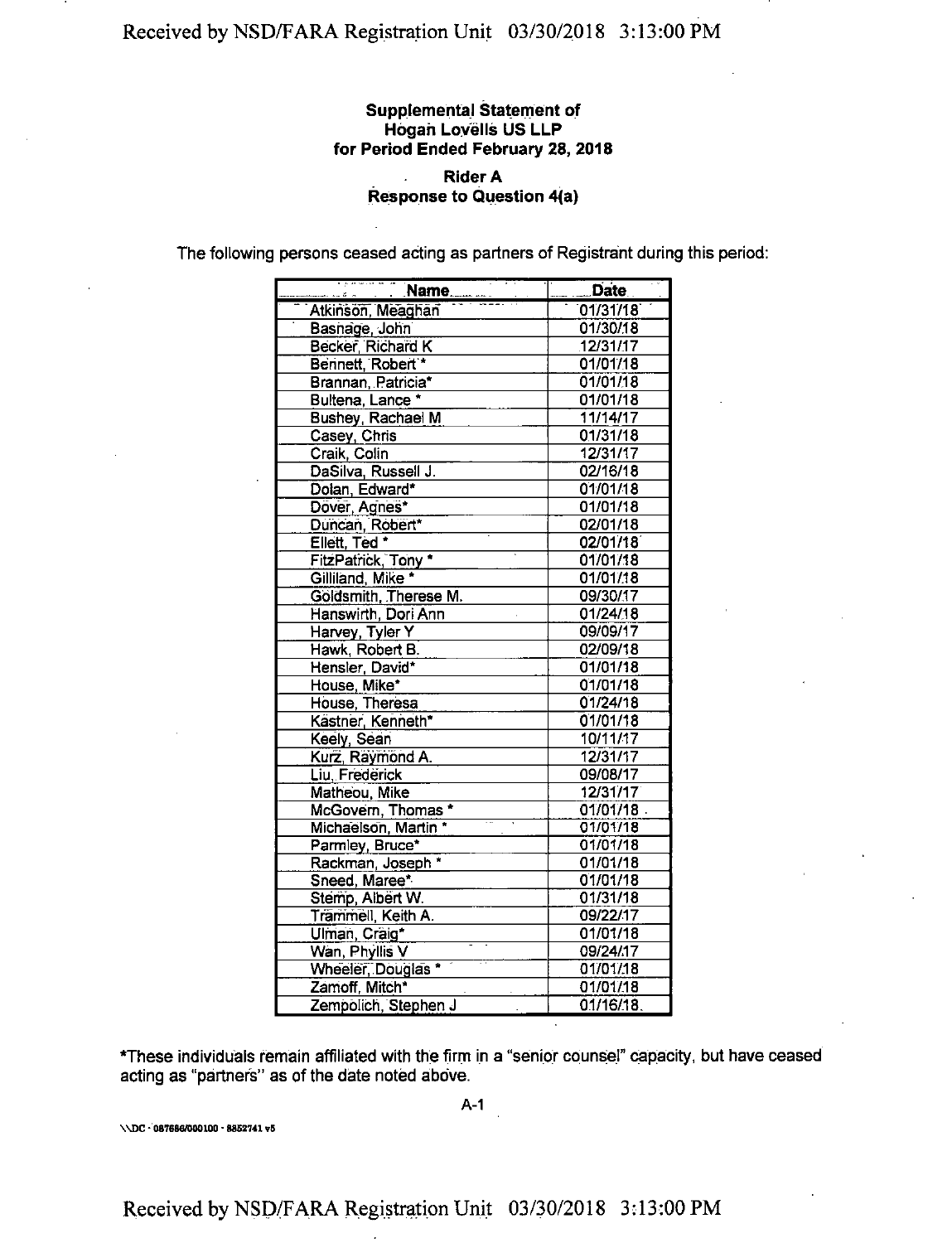**Supplemental Statement of**
**Hogan Lovells US LLP**
**for Period Ended February 28, 2018**

**Rider A**
**Response to Question 4(a)**

The following persons ceased acting as partners of Registrant during this period:

| Name | Date |
|---|---|
| Atkinson, Meaghan | 01/31/18 |
| Basnage, John | 01/30/18 |
| Becker, Richard K | 12/31/17 |
| Bennett, Robert * | 01/01/18 |
| Brannan, Patricia* | 01/01/18 |
| Bultena, Lance * | 01/01/18 |
| Bushey, Rachael M | 11/14/17 |
| Casey, Chris | 01/31/18 |
| Craik, Colin | 12/31/17 |
| DaSilva, Russell J. | 02/16/18 |
| Dolan, Edward* | 01/01/18 |
| Dover, Agnes* | 01/01/18 |
| Duncan, Robert* | 02/01/18 |
| Ellett, Ted * | 02/01/18 |
| FitzPatrick, Tony * | 01/01/18 |
| Gilliland, Mike * | 01/01/18 |
| Goldsmith, Therese M. | 09/30/17 |
| Hanswirth, Dori Ann | 01/24/18 |
| Harvey, Tyler Y | 09/09/17 |
| Hawk, Robert B. | 02/09/18 |
| Hensler, David* | 01/01/18 |
| House, Mike* | 01/01/18 |
| House, Theresa | 01/24/18 |
| Kastner, Kenneth* | 01/01/18 |
| Keely, Sean | 10/11/17 |
| Kurz, Raymond A. | 12/31/17 |
| Liu, Frederick | 09/08/17 |
| Matheou, Mike | 12/31/17 |
| McGovern, Thomas * | 01/01/18 |
| Michaelson, Martin * | 01/01/18 |
| Parmley, Bruce* | 01/01/18 |
| Rackman, Joseph * | 01/01/18 |
| Sneed, Maree* | 01/01/18 |
| Stemp, Albert W. | 01/31/18 |
| Trammell, Keith A. | 09/22/17 |
| Ulman, Craig* | 01/01/18 |
| Wan, Phyllis V | 09/24/17 |
| Wheeler, Douglas * | 01/01/18 |
| Zamoff, Mitch* | 01/01/18 |
| Zempolich, Stephen J | 01/16/18 |

*These individuals remain affiliated with the firm in a "senior counsel" capacity, but have ceased acting as "partners" as of the date noted above.

A-1

\\DC - 087686/000100 - 8852741 v5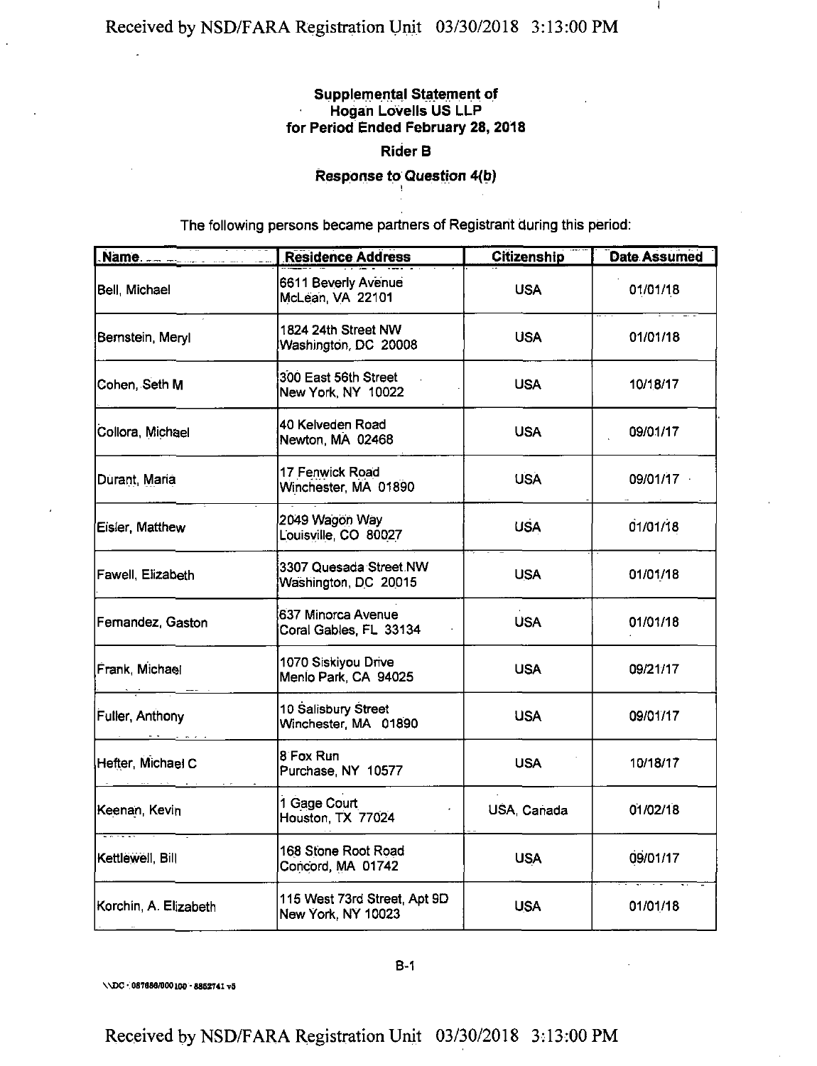**Supplemental Statement of Hogan Lovells US LLP for Period Ended February 28, 2018**

**Rider B**

**Response to Question 4(b)**

The following persons became partners of Registrant during this period:

| Name | Residence Address | Citizenship | Date Assumed |
|---|---|---|---|
| Bell, Michael | 6611 Beverly Avenue McLean, VA 22101 | USA | 01/01/18 |
| Bernstein, Meryl | 1824 24th Street NW Washington, DC 20008 | USA | 01/01/18 |
| Cohen, Seth M | 300 East 56th Street New York, NY 10022 | USA | 10/18/17 |
| Collora, Michael | 40 Kelveden Road Newton, MA 02468 | USA | 09/01/17 |
| Durant, Maria | 17 Fenwick Road Winchester, MA 01890 | USA | 09/01/17 |
| Eisler, Matthew | 2049 Wagon Way Louisville, CO 80027 | USA | 01/01/18 |
| Fawell, Elizabeth | 3307 Quesada Street NW Washington, DC 20015 | USA | 01/01/18 |
| Fernandez, Gaston | 637 Minorca Avenue Coral Gables, FL 33134 | USA | 01/01/18 |
| Frank, Michael | 1070 Siskiyou Drive Menlo Park, CA 94025 | USA | 09/21/17 |
| Fuller, Anthony | 10 Salisbury Street Winchester, MA 01890 | USA | 09/01/17 |
| Hefter, Michael C | 8 Fox Run Purchase, NY 10577 | USA | 10/18/17 |
| Keenan, Kevin | 1 Gage Court Houston, TX 77024 | USA, Canada | 01/02/18 |
| Kettlewell, Bill | 168 Stone Root Road Concord, MA 01742 | USA | 09/01/17 |
| Korchin, A. Elizabeth | 115 West 73rd Street, Apt 9D New York, NY 10023 | USA | 01/01/18 |

B-1

\\DC - 087686/000100 - 8852741 v5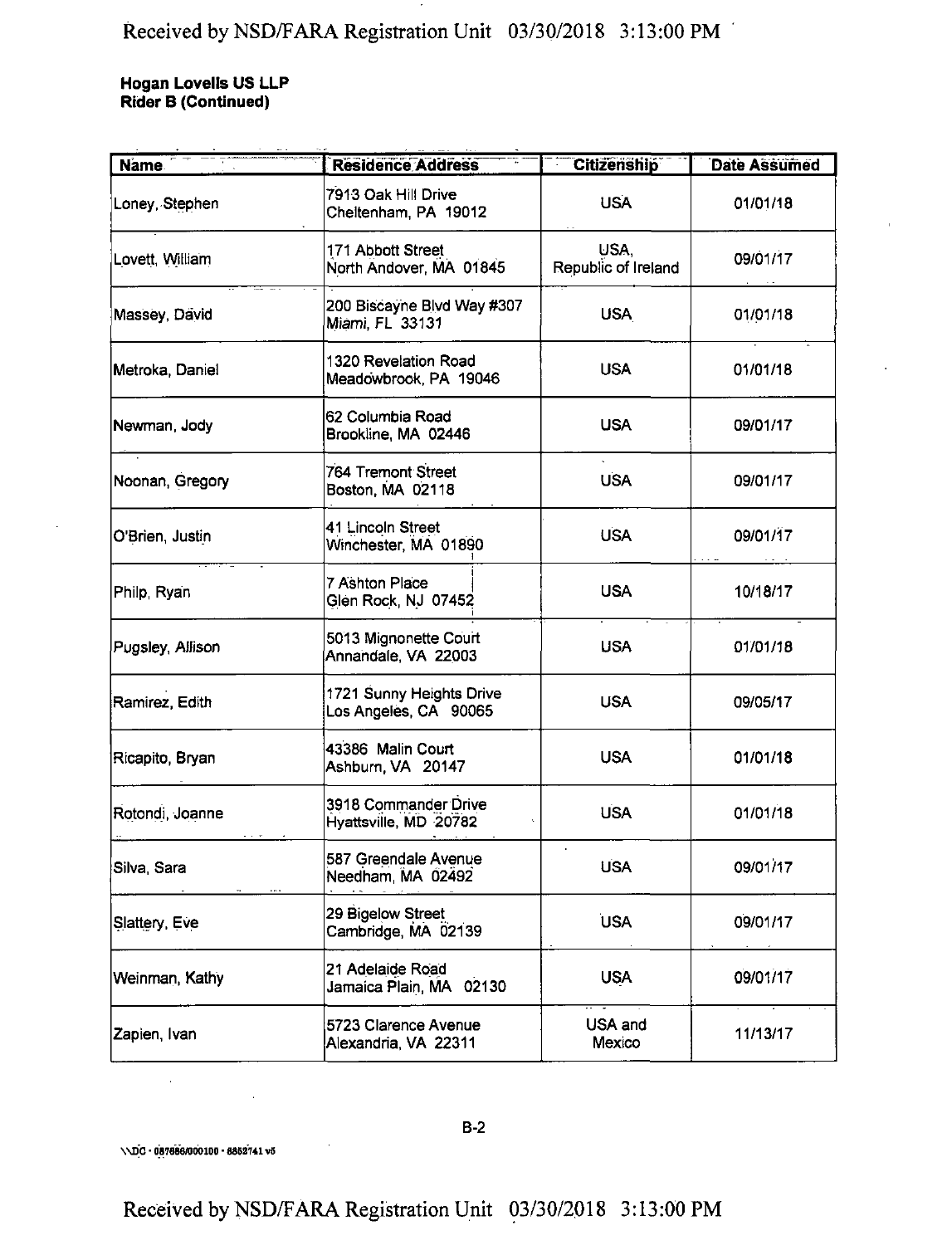**Hogan Lovells US LLP**
**Rider B (Continued)**

| Name | Residence Address | Citizenship | Date Assumed |
|---|---|---|---|
| Loney, Stephen | 7913 Oak Hill Drive<br>Cheltenham, PA 19012 | USA | 01/01/18 |
| Lovett, William | 171 Abbott Street<br>North Andover, MA 01845 | USA,<br>Republic of Ireland | 09/01/17 |
| Massey, David | 200 Biscayne Blvd Way #307<br>Miami, FL 33131 | USA | 01/01/18 |
| Metroka, Daniel | 1320 Revelation Road<br>Meadowbrook, PA 19046 | USA | 01/01/18 |
| Newman, Jody | 62 Columbia Road<br>Brookline, MA 02446 | USA | 09/01/17 |
| Noonan, Gregory | 764 Tremont Street<br>Boston, MA 02118 | USA | 09/01/17 |
| O'Brien, Justin | 41 Lincoln Street<br>Winchester, MA 01890 | USA | 09/01/17 |
| Philp, Ryan | 7 Ashton Place<br>Glen Rock, NJ 07452 | USA | 10/18/17 |
| Pugsley, Allison | 5013 Mignonette Court<br>Annandale, VA 22003 | USA | 01/01/18 |
| Ramirez, Edith | 1721 Sunny Heights Drive<br>Los Angeles, CA 90065 | USA | 09/05/17 |
| Ricapito, Bryan | 43386 Malin Court<br>Ashburn, VA 20147 | USA | 01/01/18 |
| Rotondi, Joanne | 3918 Commander Drive<br>Hyattsville, MD 20782 | USA | 01/01/18 |
| Silva, Sara | 587 Greendale Avenue<br>Needham, MA 02492 | USA | 09/01/17 |
| Slattery, Eve | 29 Bigelow Street<br>Cambridge, MA 02139 | USA | 09/01/17 |
| Weinman, Kathy | 21 Adelaide Road<br>Jamaica Plain, MA 02130 | USA | 09/01/17 |
| Zapien, Ivan | 5723 Clarence Avenue<br>Alexandria, VA 22311 | USA and<br>Mexico | 11/13/17 |

B-2

\\DC - 087686/000100 - 8852741 v5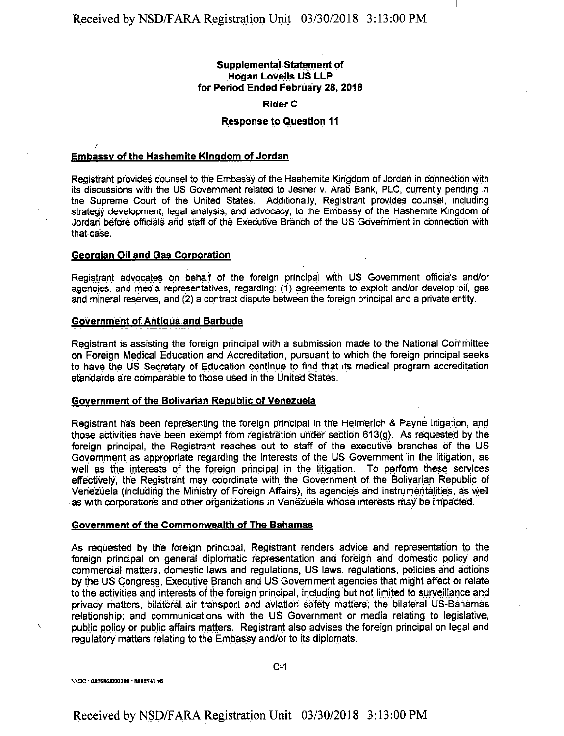**Supplemental Statement of Hogan Lovells US LLP for Period Ended February 28, 2018**

**Rider C**

**Response to Question 11**

**Embassy of the Hashemite Kingdom of Jordan**

Registrant provides counsel to the Embassy of the Hashemite Kingdom of Jordan in connection with its discussions with the US Government related to Jesner v. Arab Bank, PLC, currently pending in the Supreme Court of the United States. Additionally, Registrant provides counsel, including strategy development, legal analysis, and advocacy, to the Embassy of the Hashemite Kingdom of Jordan before officials and staff of the Executive Branch of the US Government in connection with that case.

**Georgian Oil and Gas Corporation**

Registrant advocates on behalf of the foreign principal with US Government officials and/or agencies, and media representatives, regarding: (1) agreements to exploit and/or develop oil, gas and mineral reserves, and (2) a contract dispute between the foreign principal and a private entity.

**Government of Antigua and Barbuda**

Registrant is assisting the foreign principal with a submission made to the National Committee on Foreign Medical Education and Accreditation, pursuant to which the foreign principal seeks to have the US Secretary of Education continue to find that its medical program accreditation standards are comparable to those used in the United States.

**Government of the Bolivarian Republic of Venezuela**

Registrant has been representing the foreign principal in the Helmerich & Payne litigation, and those activities have been exempt from registration under section 613(g). As requested by the foreign principal, the Registrant reaches out to staff of the executive branches of the US Government as appropriate regarding the interests of the US Government in the litigation, as well as the interests of the foreign principal in the litigation. To perform these services effectively, the Registrant may coordinate with the Government of the Bolivarian Republic of Venezuela (including the Ministry of Foreign Affairs), its agencies and instrumentalities, as well as with corporations and other organizations in Venezuela whose interests may be impacted.

**Government of the Commonwealth of The Bahamas**

As requested by the foreign principal, Registrant renders advice and representation to the foreign principal on general diplomatic representation and foreign and domestic policy and commercial matters, domestic laws and regulations, US laws, regulations, policies and actions by the US Congress, Executive Branch and US Government agencies that might affect or relate to the activities and interests of the foreign principal, including but not limited to surveillance and privacy matters, bilateral air transport and aviation safety matters; the bilateral US-Bahamas relationship; and communications with the US Government or media relating to legislative, public policy or public affairs matters. Registrant also advises the foreign principal on legal and regulatory matters relating to the Embassy and/or to its diplomats.

\\DC - 087686/000100 - 8852741 v5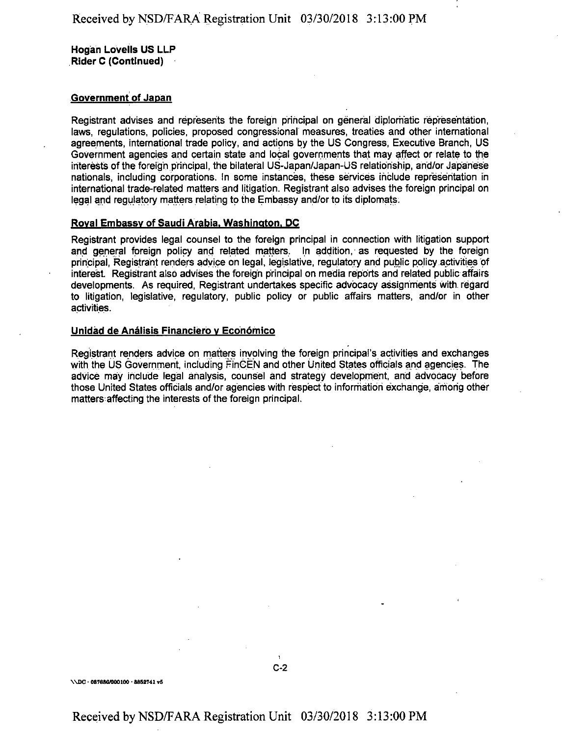**Hogan Lovells US LLP**
**Rider C (Continued)**

**Government of Japan**

Registrant advises and represents the foreign principal on general diplomatic representation, laws, regulations, policies, proposed congressional measures, treaties and other international agreements, international trade policy, and actions by the US Congress, Executive Branch, US Government agencies and certain state and local governments that may affect or relate to the interests of the foreign principal, the bilateral US-Japan/Japan-US relationship, and/or Japanese nationals, including corporations. In some instances, these services include representation in international trade-related matters and litigation. Registrant also advises the foreign principal on legal and regulatory matters relating to the Embassy and/or to its diplomats.

**Royal Embassy of Saudi Arabia, Washington, DC**

Registrant provides legal counsel to the foreign principal in connection with litigation support and general foreign policy and related matters. In addition, as requested by the foreign principal, Registrant renders advice on legal, legislative, regulatory and public policy activities of interest. Registrant also advises the foreign principal on media reports and related public affairs developments. As required, Registrant undertakes specific advocacy assignments with regard to litigation, legislative, regulatory, public policy or public affairs matters, and/or in other activities.

**Unidad de Análisis Financiero y Económico**

Registrant renders advice on matters involving the foreign principal's activities and exchanges with the US Government, including FinCEN and other United States officials and agencies. The advice may include legal analysis, counsel and strategy development, and advocacy before those United States officials and/or agencies with respect to information exchange, among other matters affecting the interests of the foreign principal.

C-2

\\DC - 087686/000100 - 8852741 v5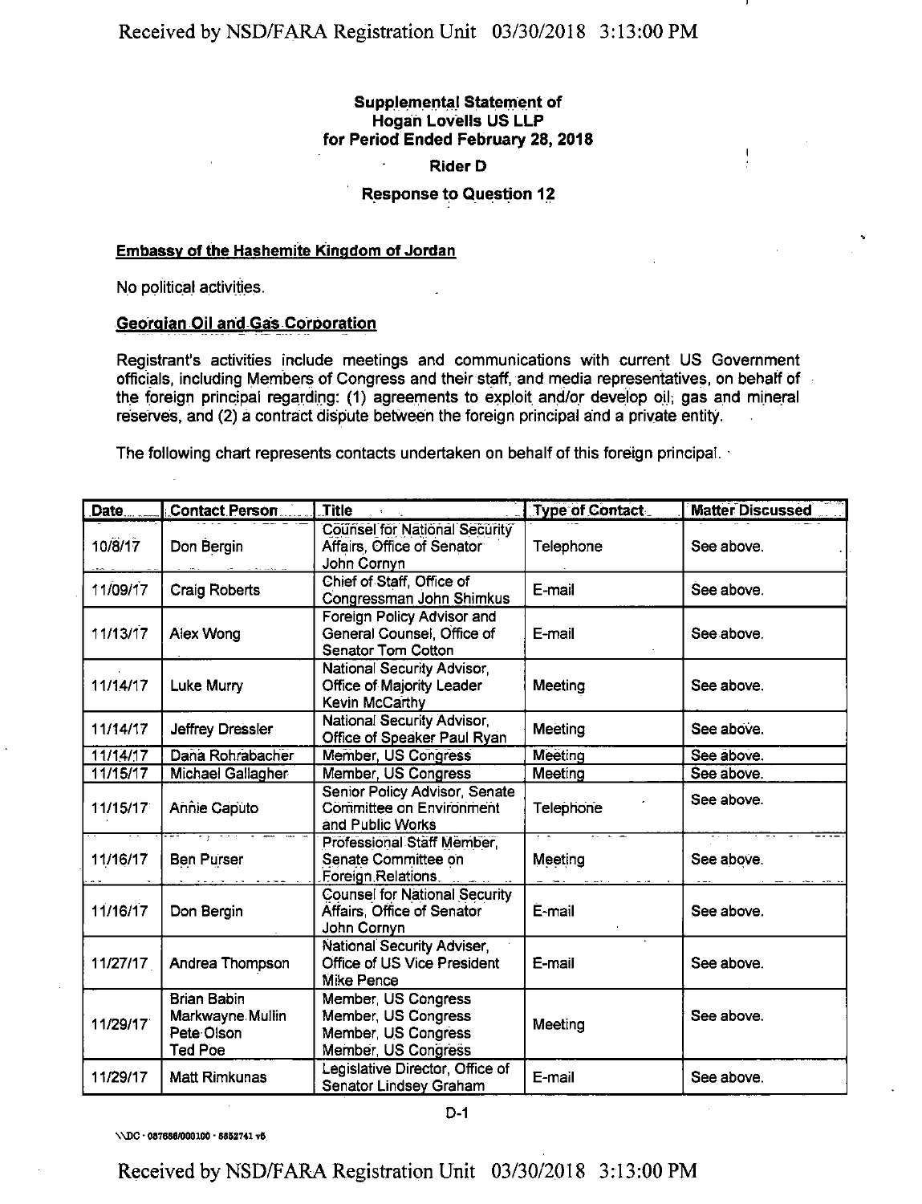**Supplemental Statement of**
**Hogan Lovells US LLP**
**for Period Ended February 28, 2018**

**Rider D**

**Response to Question 12**

**Embassy of the Hashemite Kingdom of Jordan**

No political activities.

**Georgian Oil and Gas Corporation**

Registrant's activities include meetings and communications with current US Government officials, including Members of Congress and their staff, and media representatives, on behalf of the foreign principal regarding: (1) agreements to exploit and/or develop oil, gas and mineral reserves, and (2) a contract dispute between the foreign principal and a private entity.

The following chart represents contacts undertaken on behalf of this foreign principal.

| Date | Contact Person | Title | Type of Contact | Matter Discussed |
|---|---|---|---|---|
| 10/8/17 | Don Bergin | Counsel for National Security Affairs, Office of Senator John Cornyn | Telephone | See above. |
| 11/09/17 | Craig Roberts | Chief of Staff, Office of Congressman John Shimkus | E-mail | See above. |
| 11/13/17 | Alex Wong | Foreign Policy Advisor and General Counsel, Office of Senator Tom Cotton | E-mail | See above. |
| 11/14/17 | Luke Murry | National Security Advisor, Office of Majority Leader Kevin McCarthy | Meeting | See above. |
| 11/14/17 | Jeffrey Dressler | National Security Advisor, Office of Speaker Paul Ryan | Meeting | See above. |
| 11/14/17 | Dana Rohrabacher | Member, US Congress | Meeting | See above. |
| 11/15/17 | Michael Gallagher | Member, US Congress | Meeting | See above. |
| 11/15/17 | Annie Caputo | Senior Policy Advisor, Senate Committee on Environment and Public Works | Telephone | See above. |
| 11/16/17 | Ben Purser | Professional Staff Member, Senate Committee on Foreign Relations | Meeting | See above. |
| 11/16/17 | Don Bergin | Counsel for National Security Affairs, Office of Senator John Cornyn | E-mail | See above. |
| 11/27/17 | Andrea Thompson | National Security Adviser, Office of US Vice President Mike Pence | E-mail | See above. |
| 11/29/17 | Brian Babin<br>Markwayne Mullin<br>Pete Olson<br>Ted Poe | Member, US Congress<br>Member, US Congress<br>Member, US Congress<br>Member, US Congress | Meeting | See above. |
| 11/29/17 | Matt Rimkunas | Legislative Director, Office of Senator Lindsey Graham | E-mail | See above. |

D-1

\\DC - 087656/000100 - 8652741 v6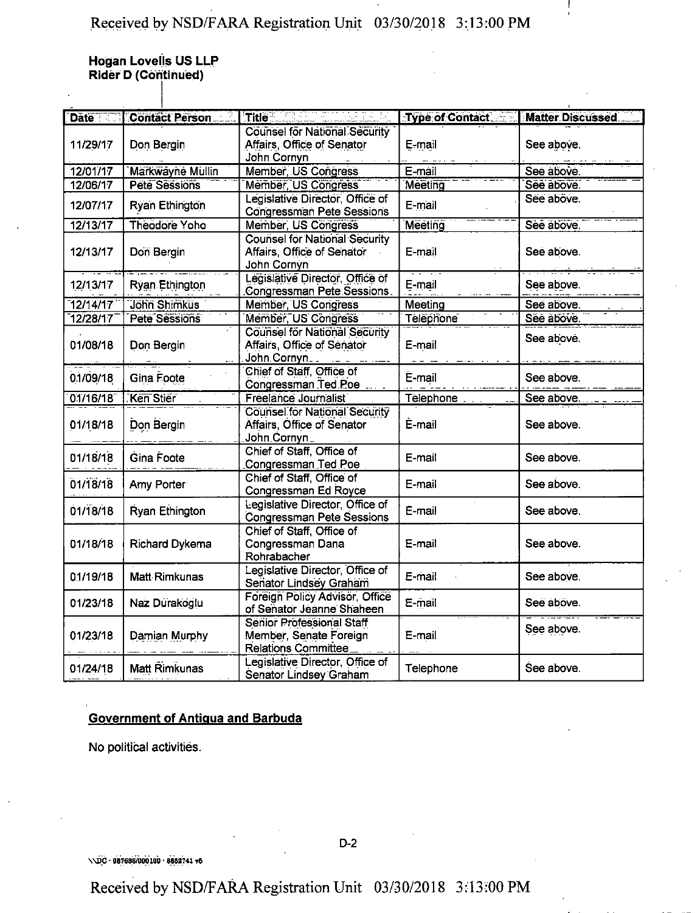**Hogan Lovells US LLP**
**Rider D (Continued)**

| Date | Contact Person | Title | Type of Contact | Matter Discussed |
|---|---|---|---|---|
| 11/29/17 | Don Bergin | Counsel for National Security Affairs, Office of Senator John Cornyn | E-mail | See above. |
| 12/01/17 | Markwayne Mullin | Member, US Congress | E-mail | See above. |
| 12/06/17 | Pete Sessions | Member, US Congress | Meeting | See above. |
| 12/07/17 | Ryan Ethington | Legislative Director, Office of Congressman Pete Sessions | E-mail | See above. |
| 12/13/17 | Theodore Yoho | Member, US Congress | Meeting | See above. |
| 12/13/17 | Don Bergin | Counsel for National Security Affairs, Office of Senator John Cornyn | E-mail | See above. |
| 12/13/17 | Ryan Ethington | Legislative Director, Office of Congressman Pete Sessions | E-mail | See above. |
| 12/14/17 | John Shimkus | Member, US Congress | Meeting | See above. |
| 12/28/17 | Pete Sessions | Member, US Congress | Telephone | See above. |
| 01/08/18 | Don Bergin | Counsel for National Security Affairs, Office of Senator John Cornyn | E-mail | See above. |
| 01/09/18 | Gina Foote | Chief of Staff, Office of Congressman Ted Poe | E-mail | See above. |
| 01/16/18 | Ken Stier | Freelance Journalist | Telephone | See above. |
| 01/18/18 | Don Bergin | Counsel for National Security Affairs, Office of Senator John Cornyn | E-mail | See above. |
| 01/18/18 | Gina Foote | Chief of Staff, Office of Congressman Ted Poe | E-mail | See above. |
| 01/18/18 | Amy Porter | Chief of Staff, Office of Congressman Ed Royce | E-mail | See above. |
| 01/18/18 | Ryan Ethington | Legislative Director, Office of Congressman Pete Sessions | E-mail | See above. |
| 01/18/18 | Richard Dykema | Chief of Staff, Office of Congressman Dana Rohrabacher | E-mail | See above. |
| 01/19/18 | Matt Rimkunas | Legislative Director, Office of Senator Lindsey Graham | E-mail | See above. |
| 01/23/18 | Naz Durakoglu | Foreign Policy Advisor, Office of Senator Jeanne Shaheen | E-mail | See above. |
| 01/23/18 | Damian Murphy | Senior Professional Staff Member, Senate Foreign Relations Committee | E-mail | See above. |
| 01/24/18 | Matt Rimkunas | Legislative Director, Office of Senator Lindsey Graham | Telephone | See above. |

**Government of Antigua and Barbuda**

No political activities.

\\DC - 087696/000100 - 8852741 v5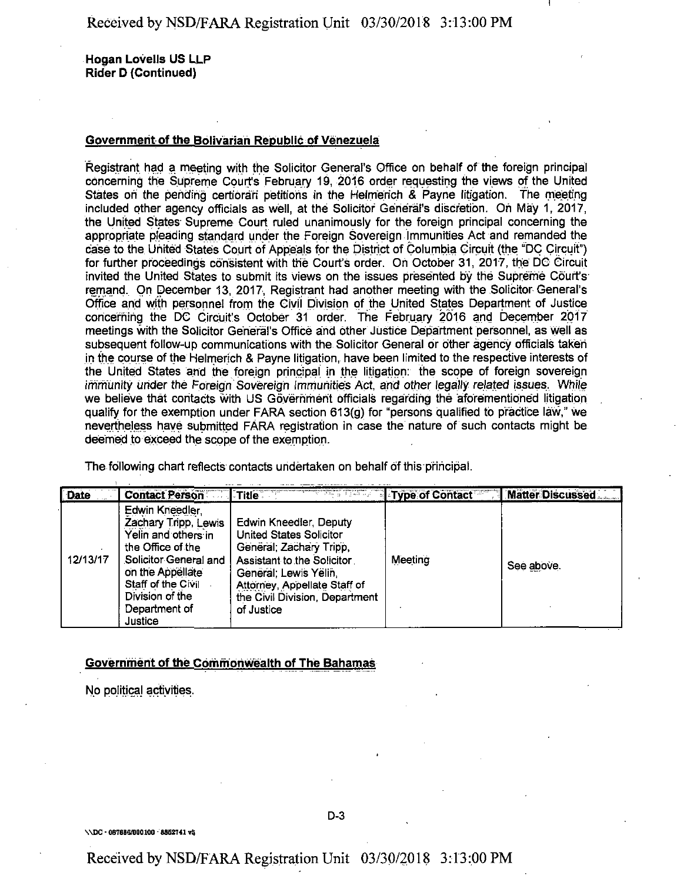**Hogan Lovells US LLP**
**Rider D (Continued)**

**Government of the Bolivarian Republic of Venezuela**

Registrant had a meeting with the Solicitor General's Office on behalf of the foreign principal concerning the Supreme Court's February 19, 2016 order requesting the views of the United States on the pending certiorari petitions in the Helmerich & Payne litigation. The meeting included other agency officials as well, at the Solicitor General's discretion. On May 1, 2017, the United States Supreme Court ruled unanimously for the foreign principal concerning the appropriate pleading standard under the Foreign Sovereign Immunities Act and remanded the case to the United States Court of Appeals for the District of Columbia Circuit (the "DC Circuit") for further proceedings consistent with the Court's order. On October 31, 2017, the DC Circuit invited the United States to submit its views on the issues presented by the Supreme Court's remand. On December 13, 2017, Registrant had another meeting with the Solicitor General's Office and with personnel from the Civil Division of the United States Department of Justice concerning the DC Circuit's October 31 order. The February 2016 and December 2017 meetings with the Solicitor General's Office and other Justice Department personnel, as well as subsequent follow-up communications with the Solicitor General or other agency officials taken in the course of the Helmerich & Payne litigation, have been limited to the respective interests of the United States and the foreign principal in the litigation: the scope of foreign sovereign immunity under the Foreign Sovereign Immunities Act, and other legally related issues. While we believe that contacts with US Government officials regarding the aforementioned litigation qualify for the exemption under FARA section 613(g) for "persons qualified to practice law," we nevertheless have submitted FARA registration in case the nature of such contacts might be deemed to exceed the scope of the exemption.

The following chart reflects contacts undertaken on behalf of this principal.

| Date | Contact Person | Title | Type of Contact | Matter Discussed |
|---|---|---|---|---|
| 12/13/17 | Edwin Kneedler, Zachary Tripp, Lewis Yelin and others in the Office of the Solicitor General and on the Appellate Staff of the Civil Division of the Department of Justice | Edwin Kneedler, Deputy United States Solicitor General; Zachary Tripp, Assistant to the Solicitor General; Lewis Yelin, Attorney, Appellate Staff of the Civil Division, Department of Justice | Meeting | See above. |

**Government of the Commonwealth of The Bahamas**

No political activities.

D-3

\\DC - 067686/000100 - 8862741 v5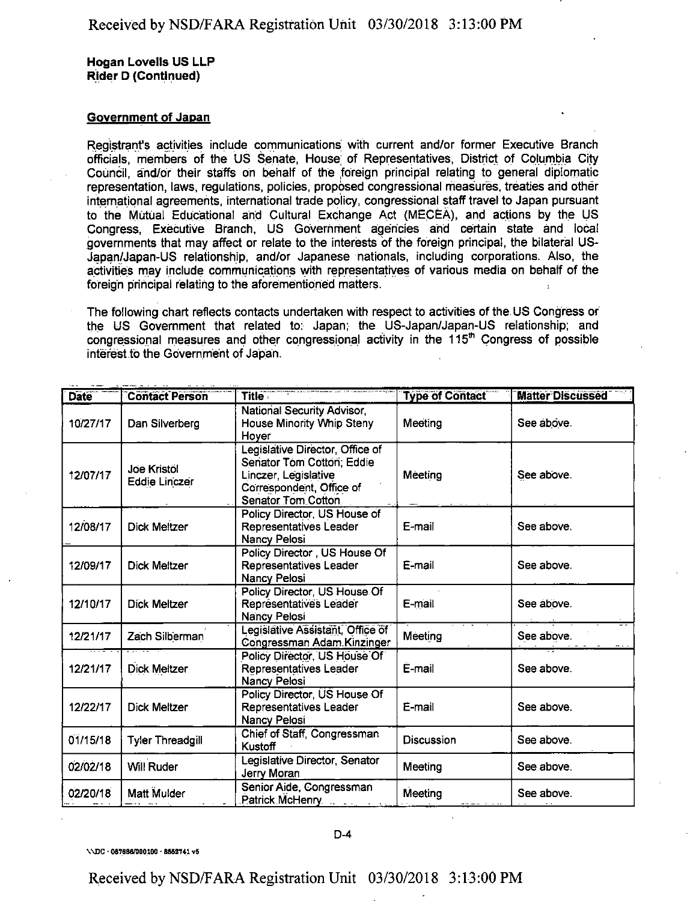**Hogan Lovells US LLP**
**Rider D (Continued)**

**Government of Japan**

Registrant's activities include communications with current and/or former Executive Branch officials, members of the US Senate, House of Representatives, District of Columbia City Council, and/or their staffs on behalf of the foreign principal relating to general diplomatic representation, laws, regulations, policies, proposed congressional measures, treaties and other international agreements, international trade policy, congressional staff travel to Japan pursuant to the Mutual Educational and Cultural Exchange Act (MECEA), and actions by the US Congress, Executive Branch, US Government agencies and certain state and local governments that may affect or relate to the interests of the foreign principal, the bilateral US-Japan/Japan-US relationship, and/or Japanese nationals, including corporations. Also, the activities may include communications with representatives of various media on behalf of the foreign principal relating to the aforementioned matters.

The following chart reflects contacts undertaken with respect to activities of the US Congress or the US Government that related to: Japan; the US-Japan/Japan-US relationship; and congressional measures and other congressional activity in the 115th Congress of possible interest to the Government of Japan.

| Date | Contact Person | Title | Type of Contact | Matter Discussed |
|---|---|---|---|---|
| 10/27/17 | Dan Silverberg | National Security Advisor, House Minority Whip Steny Hoyer | Meeting | See above. |
| 12/07/17 | Joe Kristol<br>Eddie Linczer | Legislative Director, Office of Senator Tom Cotton; Eddie Linczer, Legislative Correspondent, Office of Senator Tom Cotton | Meeting | See above. |
| 12/08/17 | Dick Meltzer | Policy Director, US House of Representatives Leader Nancy Pelosi | E-mail | See above. |
| 12/09/17 | Dick Meltzer | Policy Director , US House Of Representatives Leader Nancy Pelosi | E-mail | See above. |
| 12/10/17 | Dick Meltzer | Policy Director, US House Of Representatives Leader Nancy Pelosi | E-mail | See above. |
| 12/21/17 | Zach Silberman | Legislative Assistant, Office of Congressman Adam Kinzinger | Meeting | See above. |
| 12/21/17 | Dick Meltzer | Policy Director, US House Of Representatives Leader Nancy Pelosi | E-mail | See above. |
| 12/22/17 | Dick Meltzer | Policy Director, US House Of Representatives Leader Nancy Pelosi | E-mail | See above. |
| 01/15/18 | Tyler Threadgill | Chief of Staff, Congressman Kustoff | Discussion | See above. |
| 02/02/18 | Will Ruder | Legislative Director, Senator Jerry Moran | Meeting | See above. |
| 02/20/18 | Matt Mulder | Senior Aide, Congressman Patrick McHenry | Meeting | See above. |

D-4

\\DC - 087886/000100 - 8852741 v5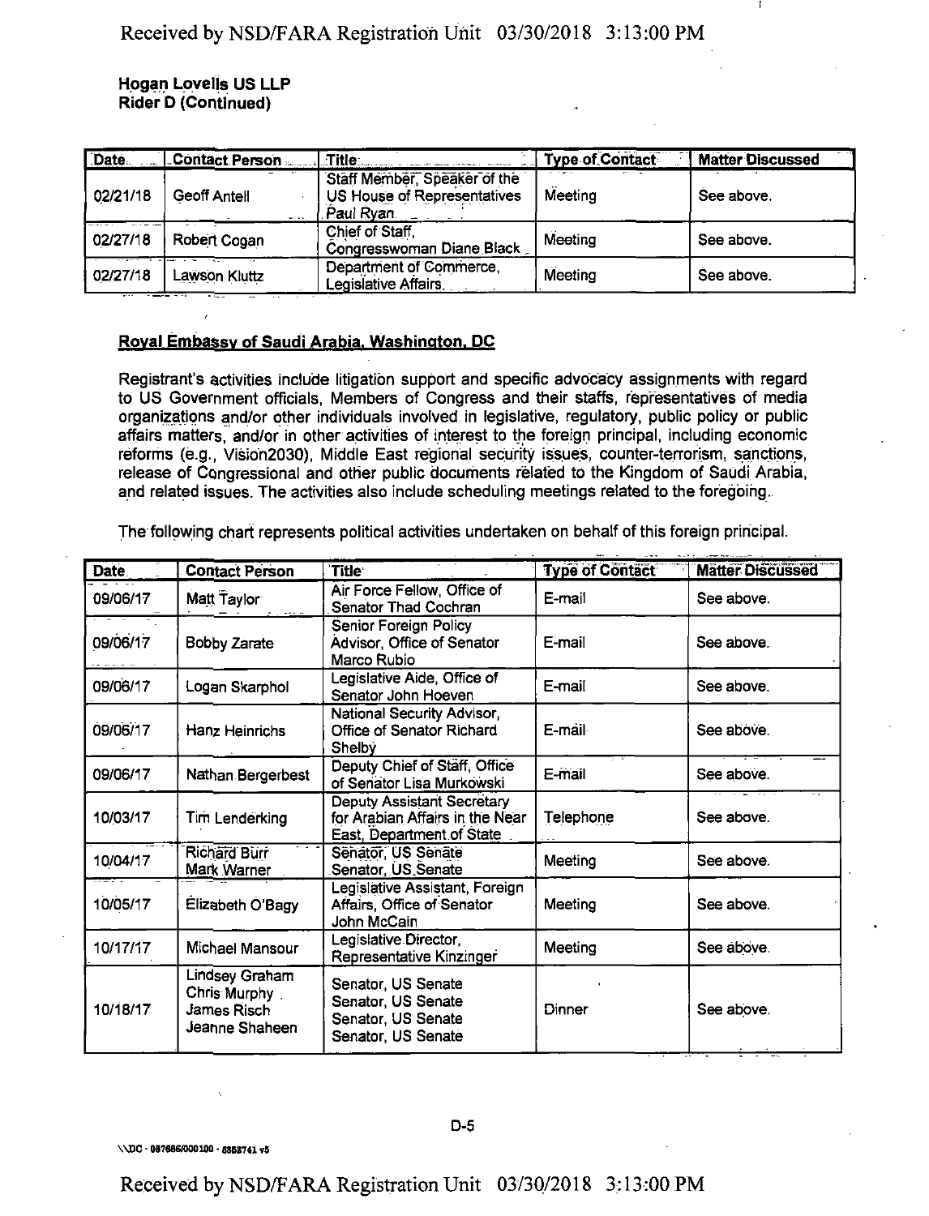**Hogan Lovells US LLP**
**Rider D (Continued)**

| Date | Contact Person | Title | Type of Contact | Matter Discussed |
|---|---|---|---|---|
| 02/21/18 | Geoff Antell | Staff Member, Speaker of the US House of Representatives Paul Ryan | Meeting | See above. |
| 02/27/18 | Robert Cogan | Chief of Staff, Congresswoman Diane Black | Meeting | See above. |
| 02/27/18 | Lawson Kluttz | Department of Commerce, Legislative Affairs. | Meeting | See above. |

**Royal Embassy of Saudi Arabia, Washington, DC**

Registrant's activities include litigation support and specific advocacy assignments with regard to US Government officials, Members of Congress and their staffs, representatives of media organizations and/or other individuals involved in legislative, regulatory, public policy or public affairs matters, and/or in other activities of interest to the foreign principal, including economic reforms (e.g., Vision2030), Middle East regional security issues, counter-terrorism, sanctions, release of Congressional and other public documents related to the Kingdom of Saudi Arabia, and related issues. The activities also include scheduling meetings related to the foregoing.

The following chart represents political activities undertaken on behalf of this foreign principal.

| Date | Contact Person | Title | Type of Contact | Matter Discussed |
|---|---|---|---|---|
| 09/06/17 | Matt Taylor | Air Force Fellow, Office of Senator Thad Cochran | E-mail | See above. |
| 09/06/17 | Bobby Zarate | Senior Foreign Policy Advisor, Office of Senator Marco Rubio | E-mail | See above. |
| 09/06/17 | Logan Skarphol | Legislative Aide, Office of Senator John Hoeven | E-mail | See above. |
| 09/06/17 | Hanz Heinrichs | National Security Advisor, Office of Senator Richard Shelby | E-mail | See above. |
| 09/06/17 | Nathan Bergerbest | Deputy Chief of Staff, Office of Senator Lisa Murkowski | E-mail | See above. |
| 10/03/17 | Tim Lenderking | Deputy Assistant Secretary for Arabian Affairs in the Near East, Department of State | Telephone | See above. |
| 10/04/17 | Richard Burr<br>Mark Warner | Senator, US Senate<br>Senator, US Senate | Meeting | See above. |
| 10/05/17 | Elizabeth O'Bagy | Legislative Assistant, Foreign Affairs, Office of Senator John McCain | Meeting | See above. |
| 10/17/17 | Michael Mansour | Legislative Director, Representative Kinzinger | Meeting | See above. |
| 10/18/17 | Lindsey Graham<br>Chris Murphy<br>James Risch<br>Jeanne Shaheen | Senator, US Senate<br>Senator, US Senate<br>Senator, US Senate<br>Senator, US Senate | Dinner | See above. |

\\DC - 087686/000100 - 8852741 v5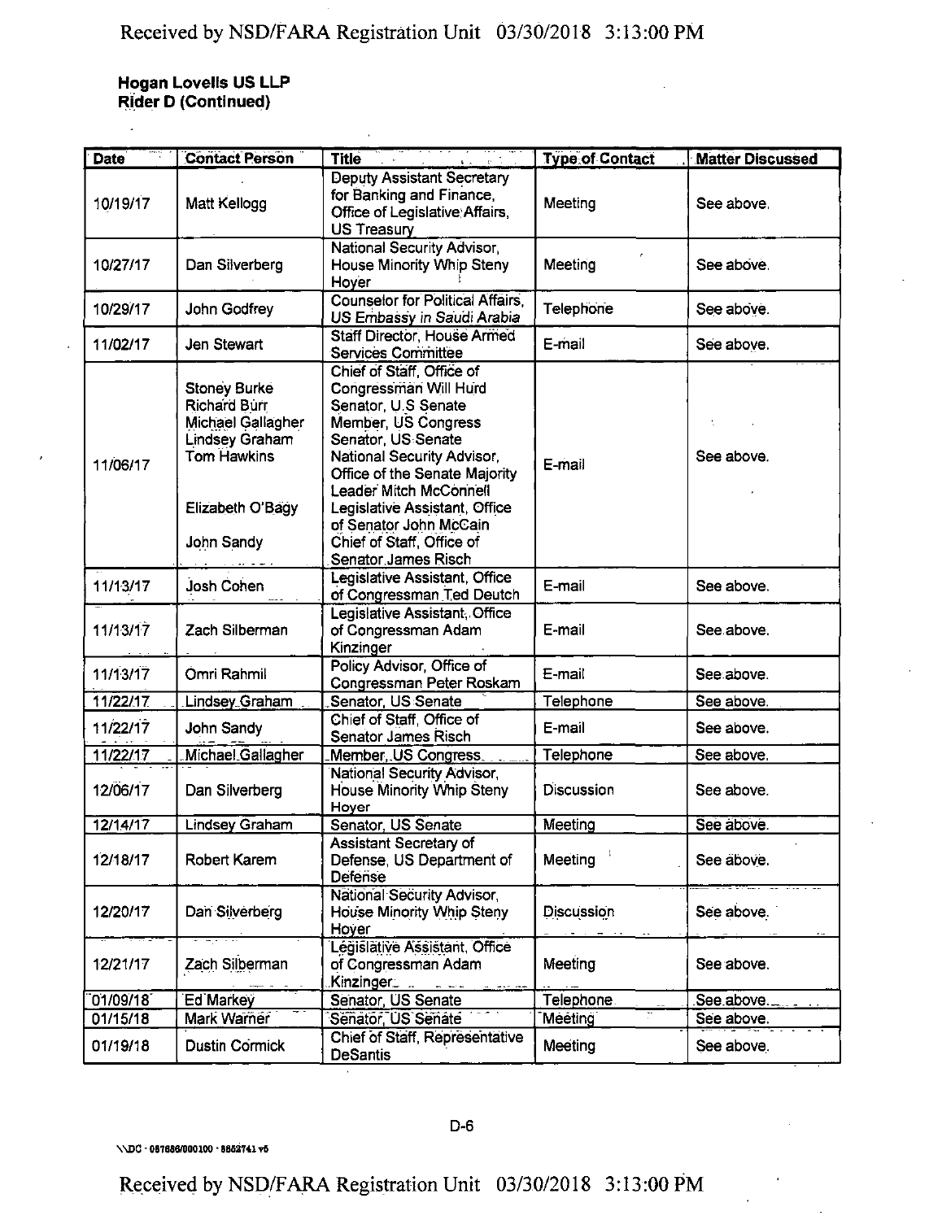**Hogan Lovells US LLP**
**Rider D (Continued)**

| Date | Contact Person | Title | Type of Contact | Matter Discussed |
|---|---|---|---|---|
| 10/19/17 | Matt Kellogg | Deputy Assistant Secretary for Banking and Finance, Office of Legislative Affairs, US Treasury | Meeting | See above. |
| 10/27/17 | Dan Silverberg | National Security Advisor, House Minority Whip Steny Hoyer | Meeting | See above. |
| 10/29/17 | John Godfrey | Counselor for Political Affairs, US Embassy in Saudi Arabia | Telephone | See above. |
| 11/02/17 | Jen Stewart | Staff Director, House Armed Services Committee | E-mail | See above. |
| 11/06/17 | Stoney Burke<br>Richard Burr<br>Michael Gallagher<br>Lindsey Graham<br>Tom Hawkins<br><br>Elizabeth O'Bagy<br><br>John Sandy | Chief of Staff, Office of Congressman Will Hurd<br>Senator, U.S Senate<br>Member, US Congress<br>Senator, US Senate<br>National Security Advisor, Office of the Senate Majority Leader Mitch McConnell<br>Legislative Assistant, Office of Senator John McCain<br>Chief of Staff, Office of Senator James Risch | E-mail | See above. |
| 11/13/17 | Josh Cohen | Legislative Assistant, Office of Congressman Ted Deutch | E-mail | See above. |
| 11/13/17 | Zach Silberman | Legislative Assistant, Office of Congressman Adam Kinzinger | E-mail | See above. |
| 11/13/17 | Omri Rahmil | Policy Advisor, Office of Congressman Peter Roskam | E-mail | See above. |
| 11/22/17 | Lindsey Graham | Senator, US Senate | Telephone | See above. |
| 11/22/17 | John Sandy | Chief of Staff, Office of Senator James Risch | E-mail | See above. |
| 11/22/17 | Michael Gallagher | Member, US Congress | Telephone | See above. |
| 12/06/17 | Dan Silverberg | National Security Advisor, House Minority Whip Steny Hoyer | Discussion | See above. |
| 12/14/17 | Lindsey Graham | Senator, US Senate | Meeting | See above. |
| 12/18/17 | Robert Karem | Assistant Secretary of Defense, US Department of Defense | Meeting | See above. |
| 12/20/17 | Dan Silverberg | National Security Advisor, House Minority Whip Steny Hoyer | Discussion | See above. |
| 12/21/17 | Zach Silberman | Legislative Assistant, Office of Congressman Adam Kinzinger | Meeting | See above. |
| 01/09/18 | Ed Markey | Senator, US Senate | Telephone | See above. |
| 01/15/18 | Mark Warner | Senator, US Senate | Meeting | See above. |
| 01/19/18 | Dustin Cormick | Chief of Staff, Representative DeSantis | Meeting | See above. |

\\DC - 087686/000100 - 8852741 v5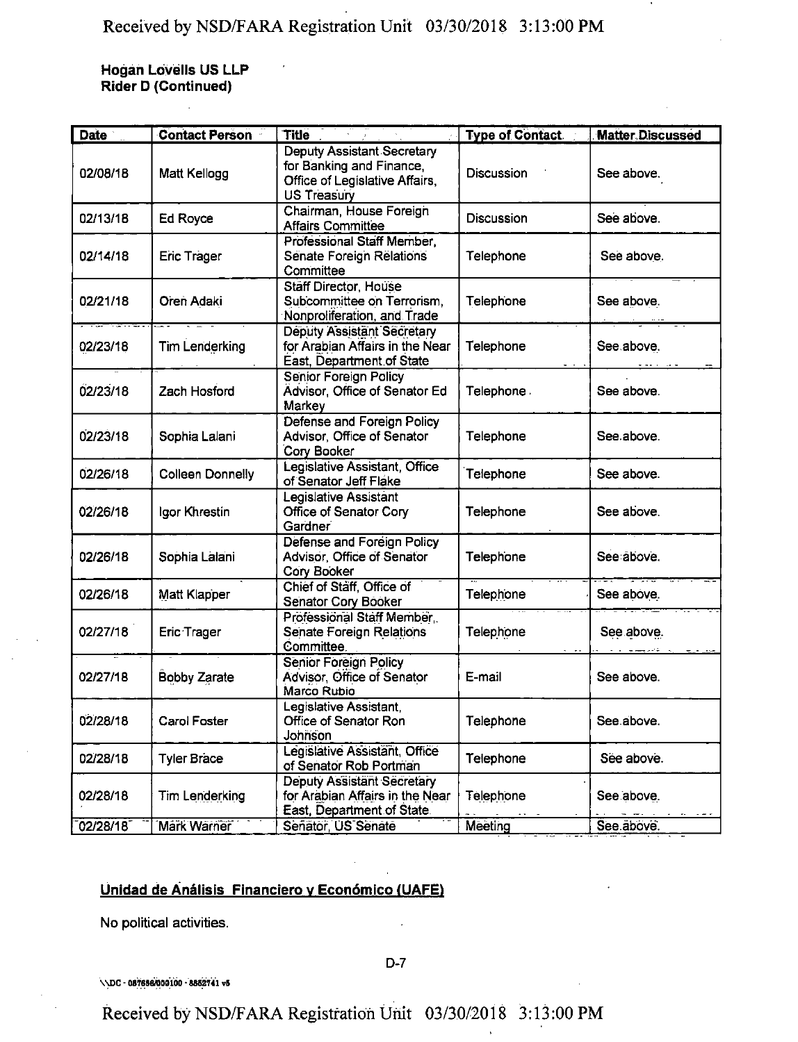**Hogan Lovells US LLP**
**Rider D (Continued)**

| Date | Contact Person | Title | Type of Contact | Matter Discussed |
|---|---|---|---|---|
| 02/08/18 | Matt Kellogg | Deputy Assistant Secretary for Banking and Finance, Office of Legislative Affairs, US Treasury | Discussion | See above. |
| 02/13/18 | Ed Royce | Chairman, House Foreign Affairs Committee | Discussion | See above. |
| 02/14/18 | Eric Trager | Professional Staff Member, Senate Foreign Relations Committee | Telephone | See above. |
| 02/21/18 | Oren Adaki | Staff Director, House Subcommittee on Terrorism, Nonproliferation, and Trade | Telephone | See above. |
| 02/23/18 | Tim Lenderking | Deputy Assistant Secretary for Arabian Affairs in the Near East, Department of State | Telephone | See above. |
| 02/23/18 | Zach Hosford | Senior Foreign Policy Advisor, Office of Senator Ed Markey | Telephone | See above. |
| 02/23/18 | Sophia Lalani | Defense and Foreign Policy Advisor, Office of Senator Cory Booker | Telephone | See above. |
| 02/26/18 | Colleen Donnelly | Legislative Assistant, Office of Senator Jeff Flake | Telephone | See above. |
| 02/26/18 | Igor Khrestin | Legislative Assistant Office of Senator Cory Gardner | Telephone | See above. |
| 02/26/18 | Sophia Lalani | Defense and Foreign Policy Advisor, Office of Senator Cory Booker | Telephone | See above. |
| 02/26/18 | Matt Klapper | Chief of Staff, Office of Senator Cory Booker | Telephone | See above. |
| 02/27/18 | Eric Trager | Professional Staff Member, Senate Foreign Relations Committee | Telephone | See above. |
| 02/27/18 | Bobby Zarate | Senior Foreign Policy Advisor, Office of Senator Marco Rubio | E-mail | See above. |
| 02/28/18 | Carol Foster | Legislative Assistant, Office of Senator Ron Johnson | Telephone | See above. |
| 02/28/18 | Tyler Brace | Legislative Assistant, Office of Senator Rob Portman | Telephone | See above. |
| 02/28/18 | Tim Lenderking | Deputy Assistant Secretary for Arabian Affairs in the Near East, Department of State | Telephone | See above. |
| 02/28/18 | Mark Warner | Senator, US Senate | Meeting | See above. |

**Unidad de Análisis Financiero y Económico (UAFE)**

No political activities.

\\DC - 087656/000100 - 8852741 v5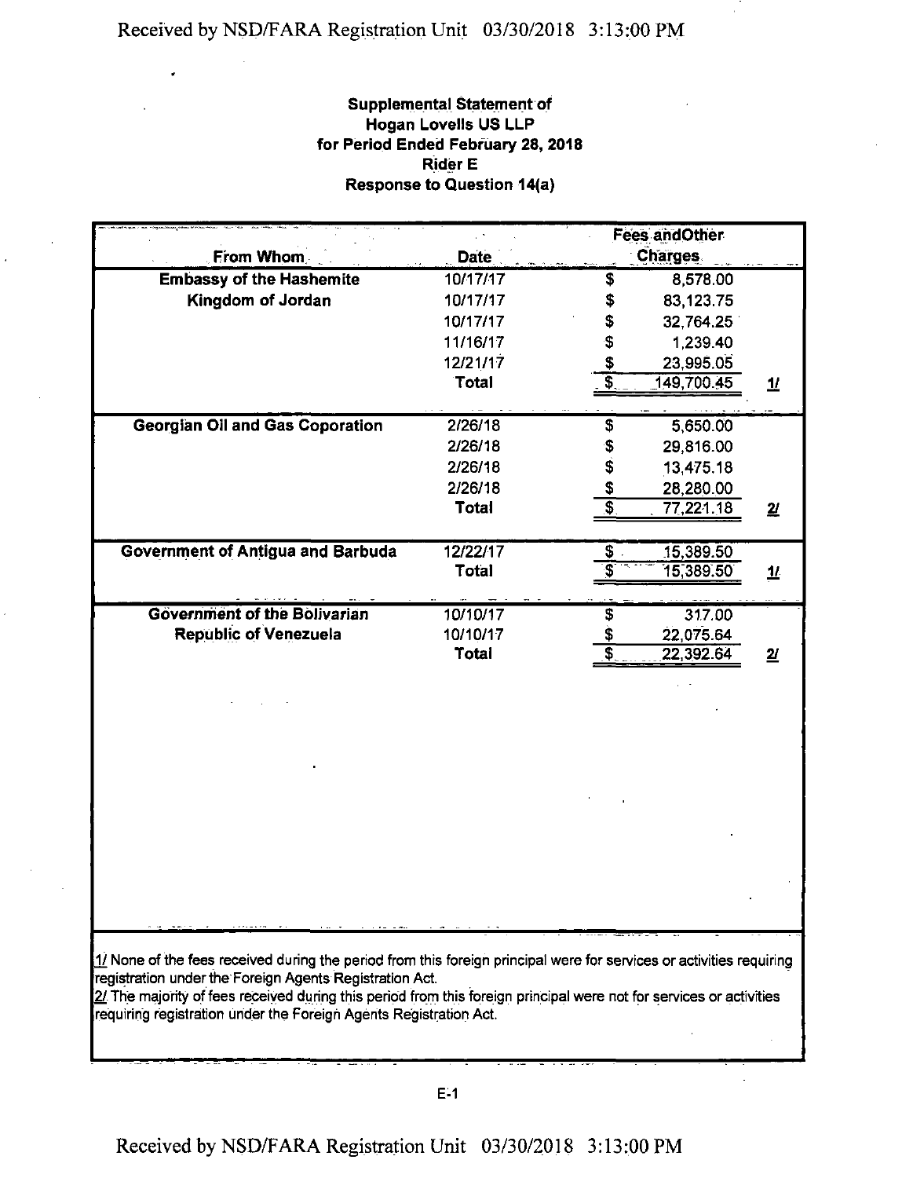**Supplemental Statement of**
**Hogan Lovells US LLP**
**for Period Ended February 28, 2018**
**Rider E**
**Response to Question 14(a)**

| From Whom | Date | Fees and Other Charges | |
|---|---|---|---|
| **Embassy of the Hashemite Kingdom of Jordan** | 10/17/17 | $ 8,578.00 | |
| | 10/17/17 | $ 83,123.75 | |
| | 10/17/17 | $ 32,764.25 | |
| | 11/16/17 | $ 1,239.40 | |
| | 12/21/17 | $ 23,995.05 | |
| | **Total** | $ 149,700.45 | 1/ |
| **Georgian Oil and Gas Coporation** | 2/26/18 | $ 5,650.00 | |
| | 2/26/18 | $ 29,816.00 | |
| | 2/26/18 | $ 13,475.18 | |
| | 2/26/18 | $ 28,280.00 | |
| | **Total** | $ 77,221.18 | 2/ |
| **Government of Antigua and Barbuda** | 12/22/17 | $ 15,389.50 | |
| | **Total** | $ 15,389.50 | 1/ |
| **Government of the Bolivarian Republic of Venezuela** | 10/10/17 | $ 317.00 | |
| | 10/10/17 | $ 22,075.64 | |
| | **Total** | $ 22,392.64 | 2/ |

1/ None of the fees received during the period from this foreign principal were for services or activities requiring registration under the Foreign Agents Registration Act.
2/ The majority of fees received during this period from this foreign principal were not for services or activities requiring registration under the Foreign Agents Registration Act.

E-1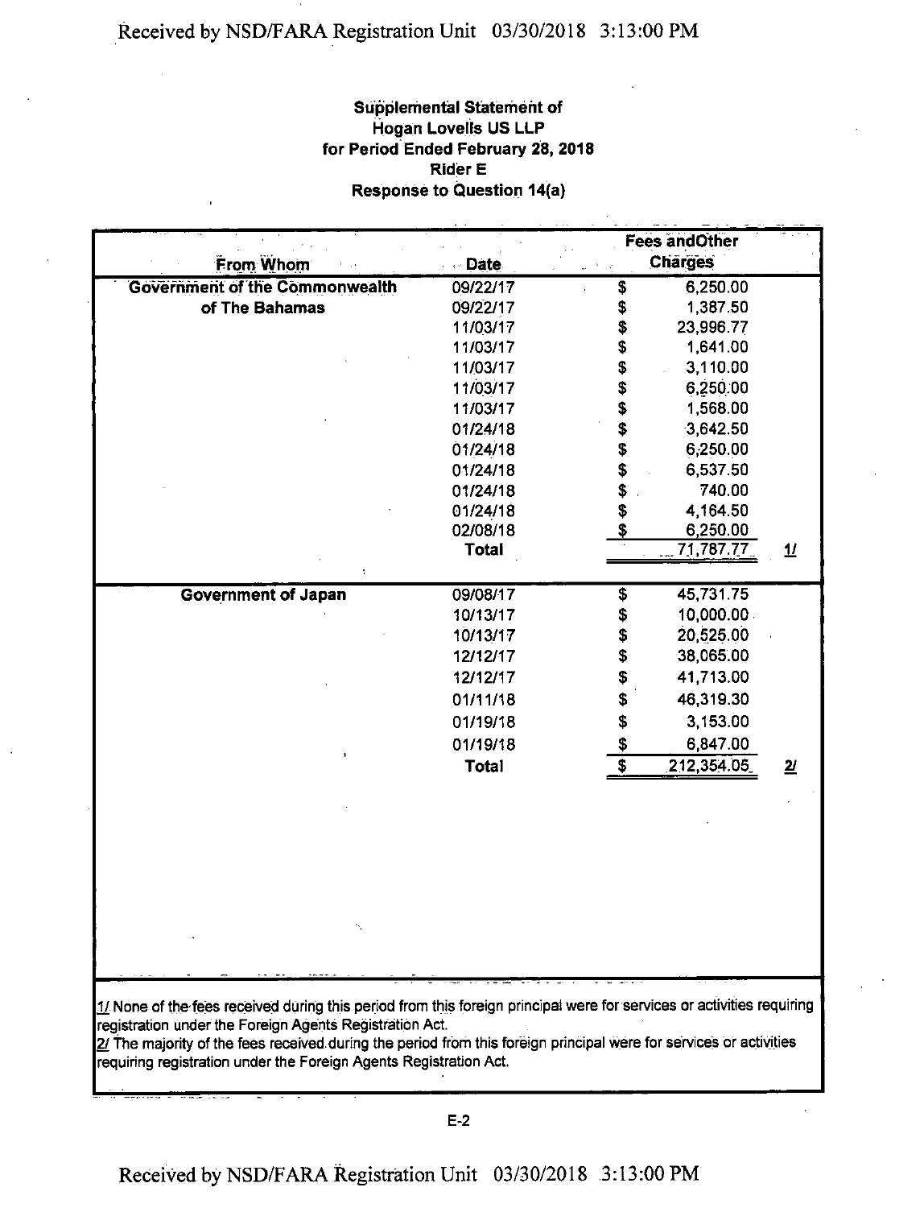**Supplemental Statement of**
**Hogan Lovells US LLP**
**for Period Ended February 28, 2018**
**Rider E**
**Response to Question 14(a)**

| From Whom | Date | Fees andOther Charges | |
|---|---|---|---|
| **Government of the Commonwealth of The Bahamas** | 09/22/17 | $ 6,250.00 | |
| | 09/22/17 | $ 1,387.50 | |
| | 11/03/17 | $ 23,996.77 | |
| | 11/03/17 | $ 1,641.00 | |
| | 11/03/17 | $ 3,110.00 | |
| | 11/03/17 | $ 6,250.00 | |
| | 11/03/17 | $ 1,568.00 | |
| | 01/24/18 | $ 3,642.50 | |
| | 01/24/18 | $ 6,250.00 | |
| | 01/24/18 | $ 6,537.50 | |
| | 01/24/18 | $ 740.00 | |
| | 01/24/18 | $ 4,164.50 | |
| | 02/08/18 | $ 6,250.00 | |
| | **Total** | 71,787.77 | 1/ |
| **Government of Japan** | 09/08/17 | $ 45,731.75 | |
| | 10/13/17 | $ 10,000.00 | |
| | 10/13/17 | $ 20,525.00 | |
| | 12/12/17 | $ 38,065.00 | |
| | 12/12/17 | $ 41,713.00 | |
| | 01/11/18 | $ 46,319.30 | |
| | 01/19/18 | $ 3,153.00 | |
| | 01/19/18 | $ 6,847.00 | |
| | **Total** | $ 212,354.05 | 2/ |

1/ None of the fees received during this period from this foreign principal were for services or activities requiring registration under the Foreign Agents Registration Act.
2/ The majority of the fees received during the period from this foreign principal were for services or activities requiring registration under the Foreign Agents Registration Act.

E-2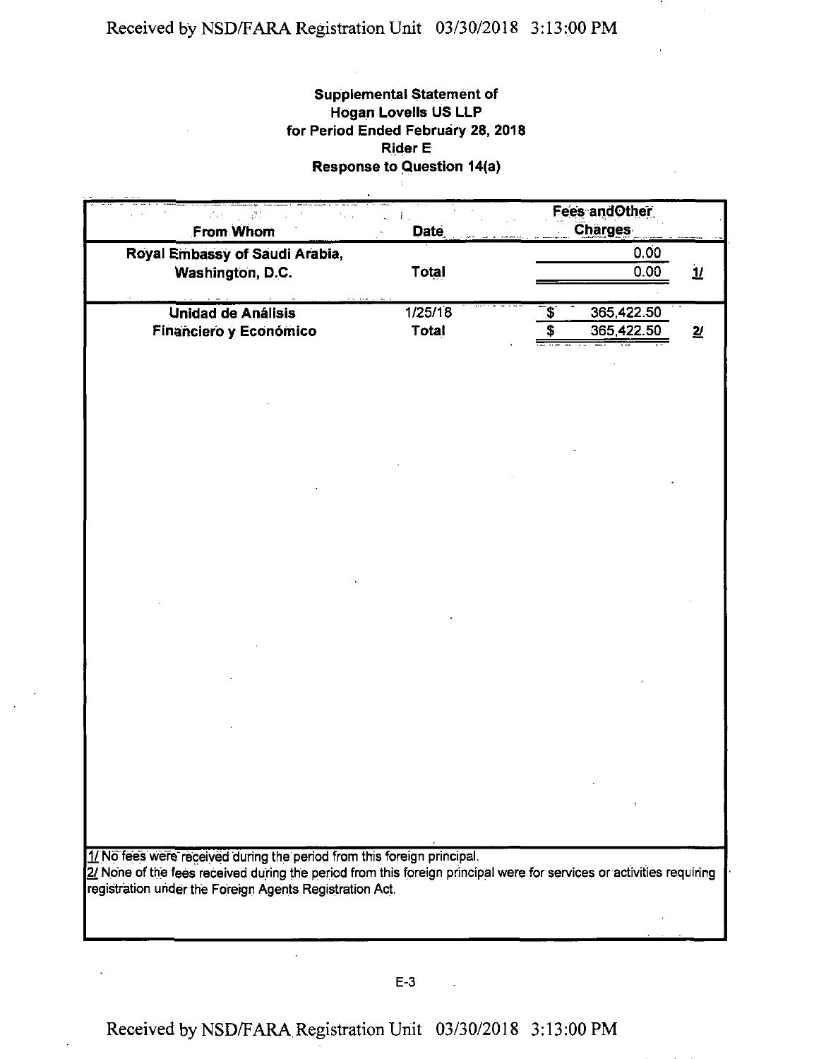**Supplemental Statement of**
**Hogan Lovells US LLP**
**for Period Ended February 28, 2018**
**Rider E**
**Response to Question 14(a)**

| From Whom | Date | Fees and Other Charges | |
|---|---|---|---|
| Royal Embassy of Saudi Arabia, | | 0.00 | |
| Washington, D.C. | Total | 0.00 | 1/ |
| Unidad de Análisis | 1/25/18 | $ 365,422.50 | |
| Financiero y Económico | Total | $ 365,422.50 | 2/ |

1/ No fees were received during the period from this foreign principal.
2/ None of the fees received during the period from this foreign principal were for services or activities requiring registration under the Foreign Agents Registration Act.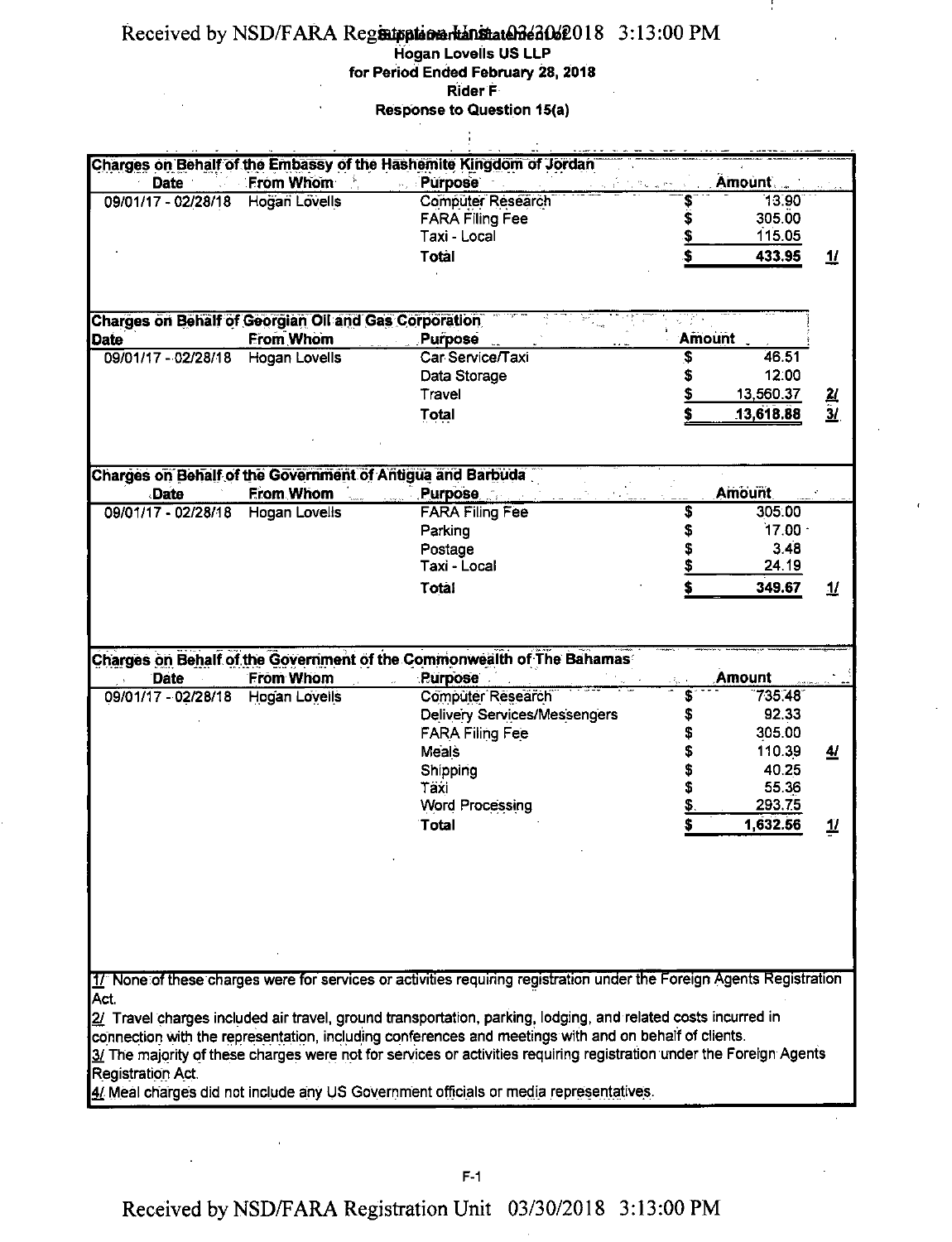**Hogan Lovells US LLP**
**for Period Ended February 28, 2018**
**Rider F**
**Response to Question 15(a)**

| Charges on Behalf of the Embassy of the Hashemite Kingdom of Jordan | | | | |
|---|---|---|---|---|
| **Date** | **From Whom** | **Purpose** | **Amount** | |
| 09/01/17 - 02/28/18 | Hogan Lovells | Computer Research | $ 13.90 | |
| | | FARA Filing Fee | $ 305.00 | |
| | | Taxi - Local | $ 115.05 | |
| | | **Total** | **$ 433.95** | **1/** |

| Charges on Behalf of Georgian Oil and Gas Corporation | | | | |
|---|---|---|---|---|
| **Date** | **From Whom** | **Purpose** | **Amount** | |
| 09/01/17 - 02/28/18 | Hogan Lovells | Car Service/Taxi | $ 46.51 | |
| | | Data Storage | $ 12.00 | |
| | | Travel | $ 13,560.37 | **2/** |
| | | **Total** | **$ 13,618.88** | **3/** |

| Charges on Behalf of the Government of Antigua and Barbuda | | | | |
|---|---|---|---|---|
| **Date** | **From Whom** | **Purpose** | **Amount** | |
| 09/01/17 - 02/28/18 | Hogan Lovells | FARA Filing Fee | $ 305.00 | |
| | | Parking | $ 17.00 | |
| | | Postage | $ 3.48 | |
| | | Taxi - Local | $ 24.19 | |
| | | **Total** | **$ 349.67** | **1/** |

| Charges on Behalf of the Government of the Commonwealth of The Bahamas | | | | |
|---|---|---|---|---|
| **Date** | **From Whom** | **Purpose** | **Amount** | |
| 09/01/17 - 02/28/18 | Hogan Lovells | Computer Research | $ 735.48 | |
| | | Delivery Services/Messengers | $ 92.33 | |
| | | FARA Filing Fee | $ 305.00 | |
| | | Meals | $ 110.39 | **4/** |
| | | Shipping | $ 40.25 | |
| | | Taxi | $ 55.36 | |
| | | Word Processing | $ 293.75 | |
| | | **Total** | **$ 1,632.56** | **1/** |

1/ None of these charges were for services or activities requiring registration under the Foreign Agents Registration Act.

2/ Travel charges included air travel, ground transportation, parking, lodging, and related costs incurred in connection with the representation, including conferences and meetings with and on behalf of clients.

3/ The majority of these charges were not for services or activities requiring registration under the Foreign Agents Registration Act.

4/ Meal charges did not include any US Government officials or media representatives.

F-1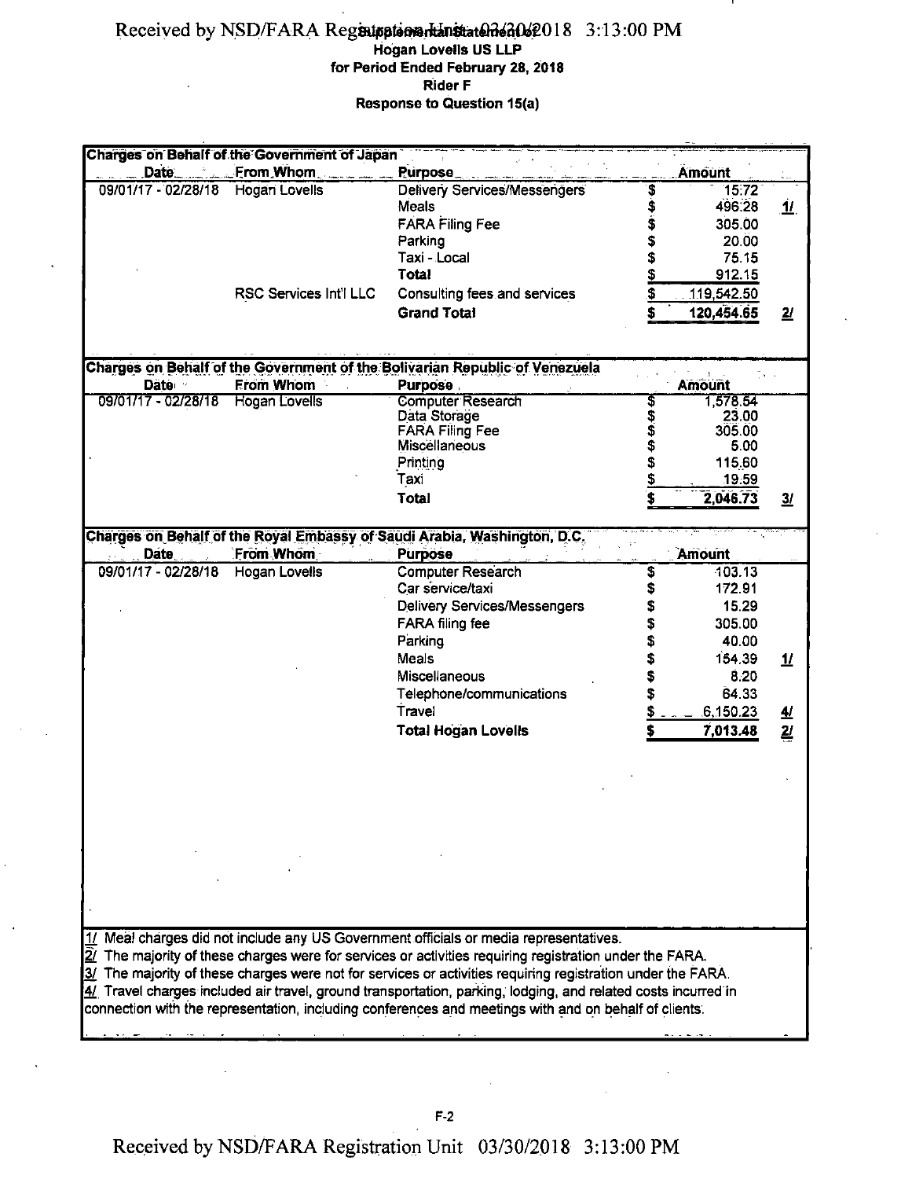**Supplemental Statement of**
**Hogan Lovells US LLP**
**for Period Ended February 28, 2018**
**Rider F**
**Response to Question 15(a)**

**Charges on Behalf of the Government of Japan**

| Date | From Whom | Purpose | Amount | |
|---|---|---|---|---|
| 09/01/17 - 02/28/18 | Hogan Lovells | Delivery Services/Messengers | $ 15.72 | |
| | | Meals | $ 496.28 | 1/ |
| | | FARA Filing Fee | $ 305.00 | |
| | | Parking | $ 20.00 | |
| | | Taxi - Local | $ 75.15 | |
| | | **Total** | $ 912.15 | |
| | RSC Services Int'l LLC | Consulting fees and services | $ 119,542.50 | |
| | | **Grand Total** | $ 120,454.65 | 2/ |

**Charges on Behalf of the Government of the Bolivarian Republic of Venezuela**

| Date | From Whom | Purpose | Amount | |
|---|---|---|---|---|
| 09/01/17 - 02/28/18 | Hogan Lovells | Computer Research | $ 1,578.54 | |
| | | Data Storage | $ 23.00 | |
| | | FARA Filing Fee | $ 305.00 | |
| | | Miscellaneous | $ 5.00 | |
| | | Printing | $ 115.60 | |
| | | Taxi | $ 19.59 | |
| | | **Total** | $ 2,046.73 | 3/ |

**Charges on Behalf of the Royal Embassy of Saudi Arabia, Washington, D.C.**

| Date | From Whom | Purpose | Amount | |
|---|---|---|---|---|
| 09/01/17 - 02/28/18 | Hogan Lovells | Computer Research | $ 103.13 | |
| | | Car service/taxi | $ 172.91 | |
| | | Delivery Services/Messengers | $ 15.29 | |
| | | FARA filing fee | $ 305.00 | |
| | | Parking | $ 40.00 | |
| | | Meals | $ 154.39 | 1/ |
| | | Miscellaneous | $ 8.20 | |
| | | Telephone/communications | $ 64.33 | |
| | | Travel | $ 6,150.23 | 4/ |
| | | **Total Hogan Lovells** | $ 7,013.48 | 2/ |

1/ Meal charges did not include any US Government officials or media representatives.
2/ The majority of these charges were for services or activities requiring registration under the FARA.
3/ The majority of these charges were not for services or activities requiring registration under the FARA.
4/ Travel charges included air travel, ground transportation, parking, lodging, and related costs incurred in connection with the representation, including conferences and meetings with and on behalf of clients.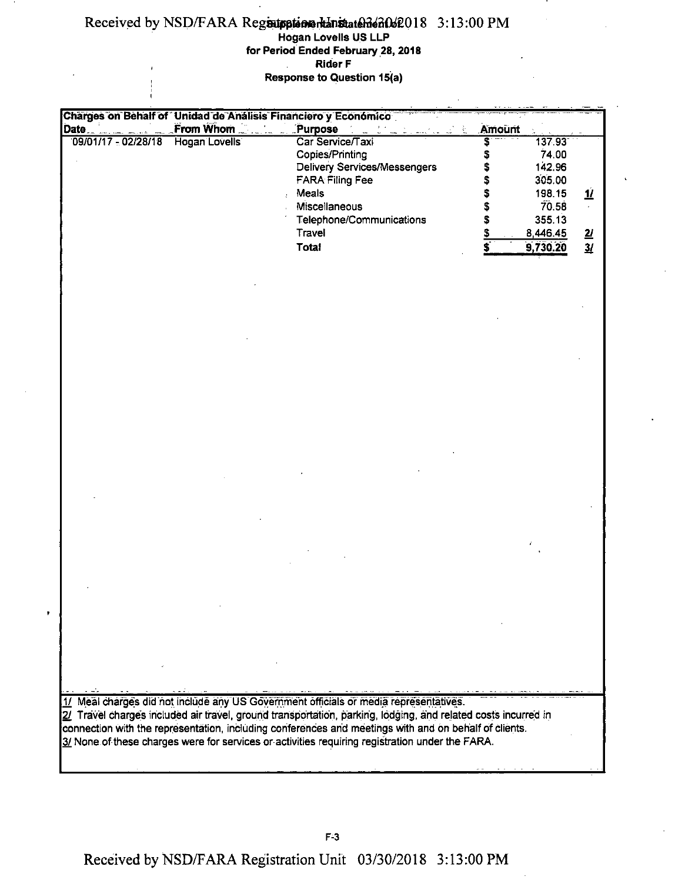**Supplemental Statement of Hogan Lovells US LLP**
**for Period Ended February 28, 2018**
**Rider F**
**Response to Question 15(a)**

| **Charges on Behalf of Unidad de Análisis Financiero y Económico** | | | | |
|---|---|---|---|---|
| **Date** | **From Whom** | **Purpose** | **Amount** | |
| 09/01/17 - 02/28/18 | Hogan Lovells | Car Service/Taxi | $ 137.93 | |
| | | Copies/Printing | $ 74.00 | |
| | | Delivery Services/Messengers | $ 142.96 | |
| | | FARA Filing Fee | $ 305.00 | |
| | | Meals | $ 198.15 | 1/ |
| | | Miscellaneous | $ 70.58 | |
| | | Telephone/Communications | $ 355.13 | |
| | | Travel | $ 8,446.45 | 2/ |
| | | **Total** | **$ 9,730.20** | 3/ |

1/ Meal charges did not include any US Government officials or media representatives.
2/ Travel charges included air travel, ground transportation, parking, lodging, and related costs incurred in connection with the representation, including conferences and meetings with and on behalf of clients.
3/ None of these charges were for services or activities requiring registration under the FARA.

F-3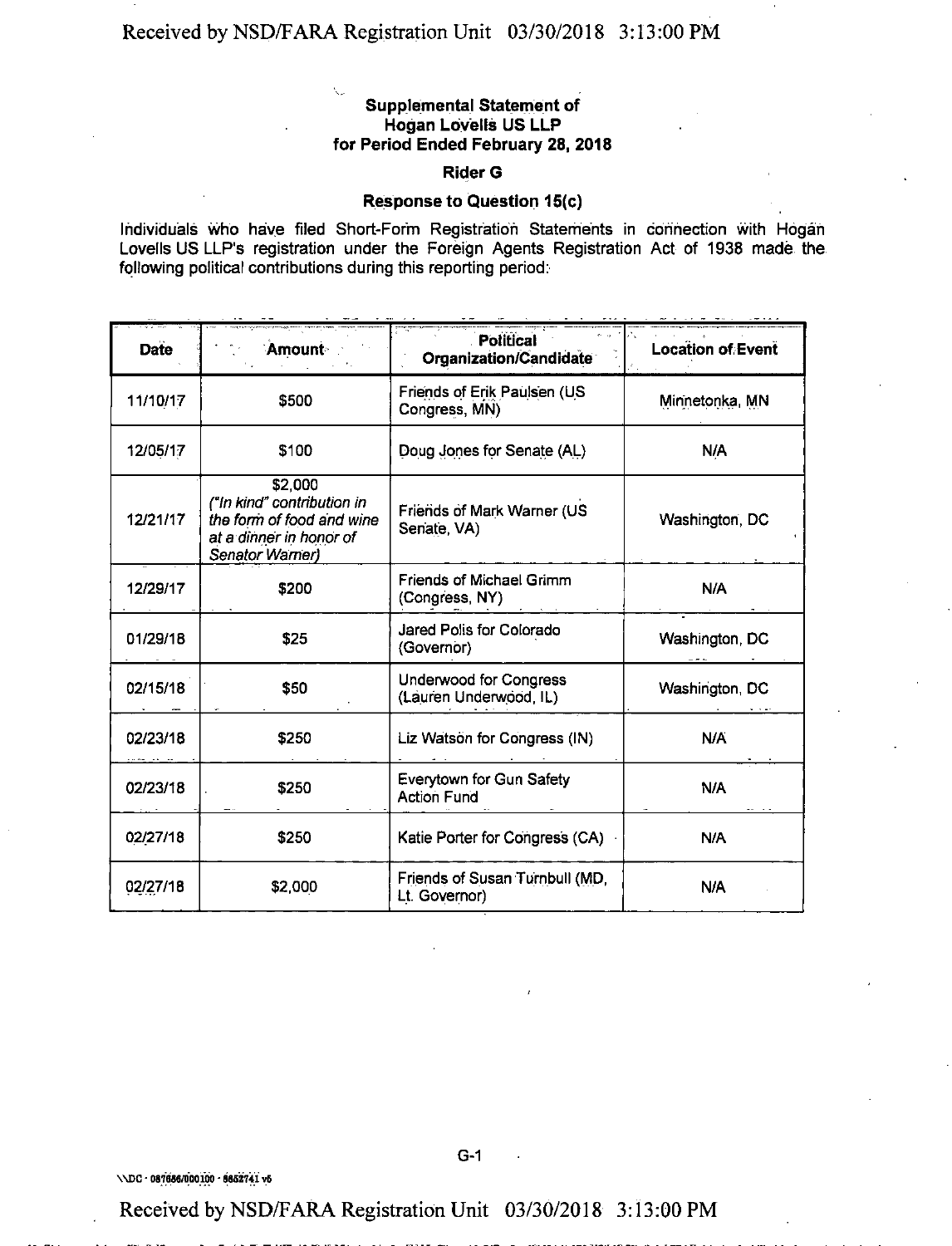**Supplemental Statement of**
**Hogan Lovells US LLP**
**for Period Ended February 28, 2018**

**Rider G**

**Response to Question 15(c)**

Individuals who have filed Short-Form Registration Statements in connection with Hogan Lovells US LLP's registration under the Foreign Agents Registration Act of 1938 made the following political contributions during this reporting period:

| Date | Amount | Political Organization/Candidate | Location of Event |
|---|---|---|---|
| 11/10/17 | $500 | Friends of Erik Paulsen (US Congress, MN) | Minnetonka, MN |
| 12/05/17 | $100 | Doug Jones for Senate (AL) | N/A |
| 12/21/17 | $2,000 *("In kind" contribution in the form of food and wine at a dinner in honor of Senator Warner)* | Friends of Mark Warner (US Senate, VA) | Washington, DC |
| 12/29/17 | $200 | Friends of Michael Grimm (Congress, NY) | N/A |
| 01/29/18 | $25 | Jared Polis for Colorado (Governor) | Washington, DC |
| 02/15/18 | $50 | Underwood for Congress (Lauren Underwood, IL) | Washington, DC |
| 02/23/18 | $250 | Liz Watson for Congress (IN) | N/A |
| 02/23/18 | $250 | Everytown for Gun Safety Action Fund | N/A |
| 02/27/18 | $250 | Katie Porter for Congress (CA) | N/A |
| 02/27/18 | $2,000 | Friends of Susan Turnbull (MD, Lt. Governor) | N/A |

G-1

\\DC - 087686/000100 - 8852741 v6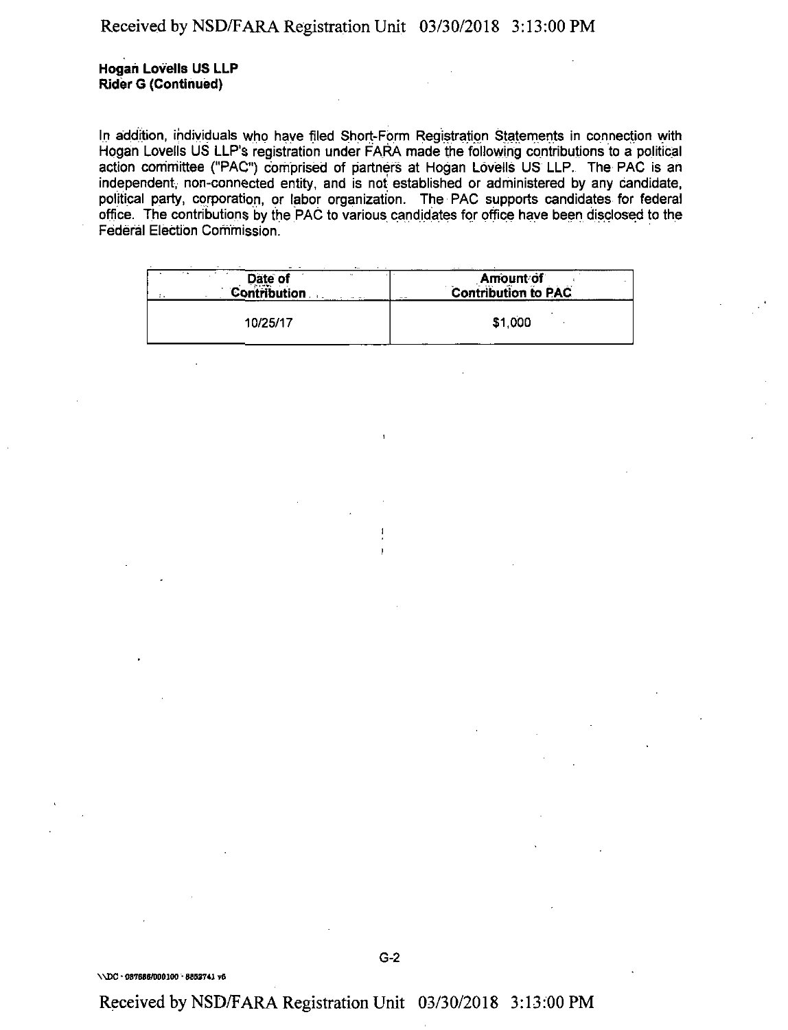**Hogan Lovells US LLP**
**Rider G (Continued)**

In addition, individuals who have filed Short-Form Registration Statements in connection with Hogan Lovells US LLP's registration under FARA made the following contributions to a political action committee ("PAC") comprised of partners at Hogan Lovells US LLP. The PAC is an independent, non-connected entity, and is not established or administered by any candidate, political party, corporation, or labor organization. The PAC supports candidates for federal office. The contributions by the PAC to various candidates for office have been disclosed to the Federal Election Commission.

| Date of Contribution | Amount of Contribution to PAC |
| --- | --- |
| 10/25/17 | $1,000 |

G-2

\\DC - 087686/000100 - 8852741 v6